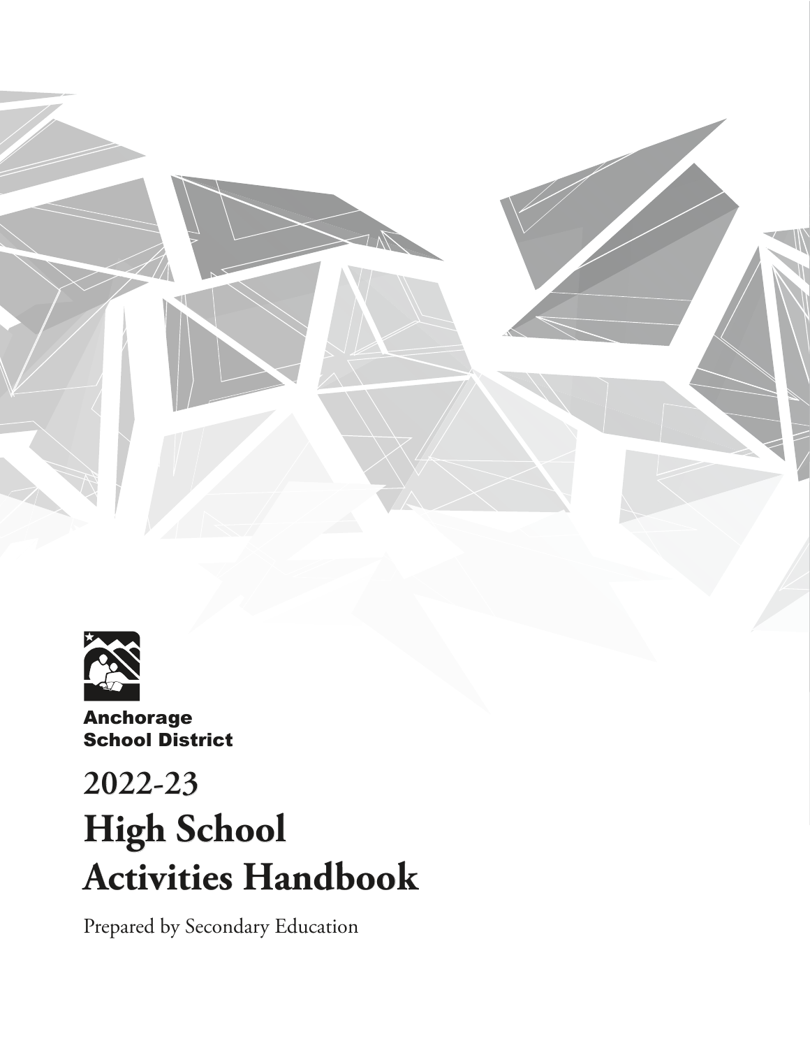Anchorage School District

# 2022-23

# High School Activities Handbook

Prepared by Secondary Education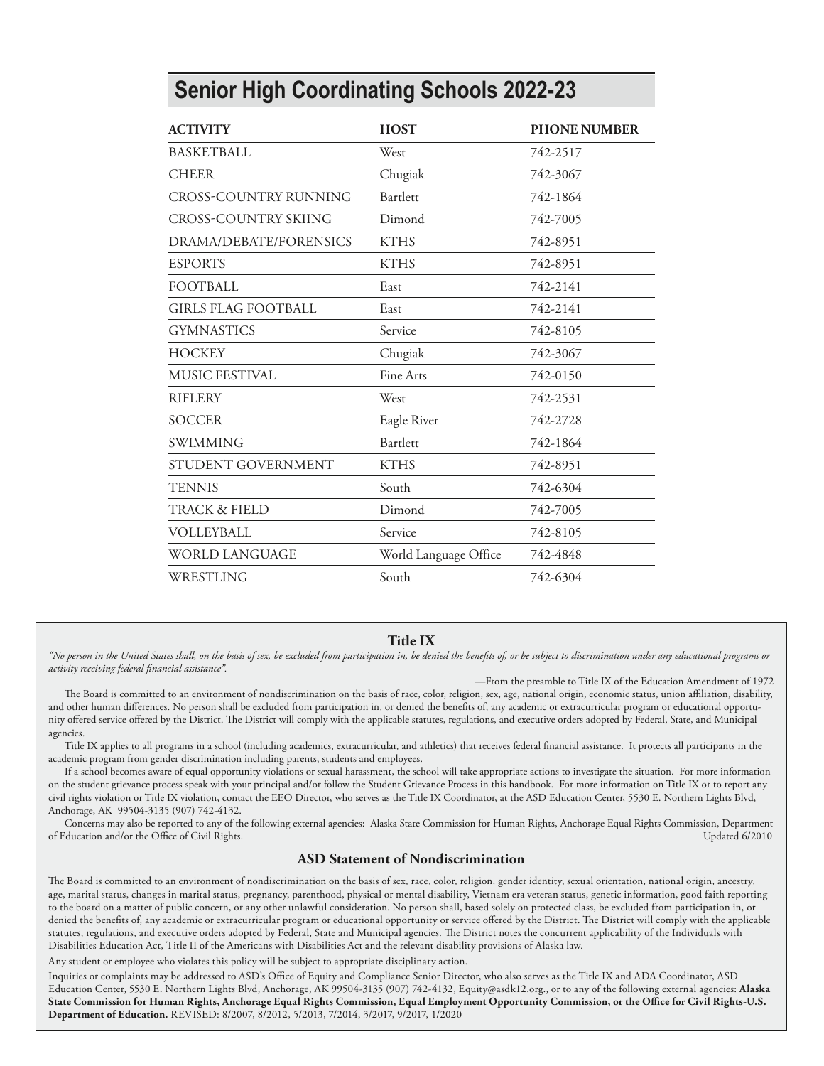## Senior High Coordinating Schools 2022-23

| ACTIVITY | HOST | PHONE NUMBER |
| --- | --- | --- |
| BASKETBALL | West | 742-2517 |
| CHEER | Chugiak | 742-3067 |
| CROSS-COUNTRY RUNNING | Bartlett | 742-1864 |
| CROSS-COUNTRY SKIING | Dimond | 742-7005 |
| DRAMA/DEBATE/FORENSICS | KTHS | 742-8951 |
| ESPORTS | KTHS | 742-8951 |
| FOOTBALL | East | 742-2141 |
| GIRLS FLAG FOOTBALL | East | 742-2141 |
| GYMNASTICS | Service | 742-8105 |
| HOCKEY | Chugiak | 742-3067 |
| MUSIC FESTIVAL | Fine Arts | 742-0150 |
| RIFLERY | West | 742-2531 |
| SOCCER | Eagle River | 742-2728 |
| SWIMMING | Bartlett | 742-1864 |
| STUDENT GOVERNMENT | KTHS | 742-8951 |
| TENNIS | South | 742-6304 |
| TRACK & FIELD | Dimond | 742-7005 |
| VOLLEYBALL | Service | 742-8105 |
| WORLD LANGUAGE | World Language Office | 742-4848 |
| WRESTLING | South | 742-6304 |

### Title IX

*"No person in the United States shall, on the basis of sex, be excluded from participation in, be denied the benefits of, or be subject to discrimination under any educational programs or activity receiving federal financial assistance".*

—From the preamble to Title IX of the Education Amendment of 1972

The Board is committed to an environment of nondiscrimination on the basis of race, color, religion, sex, age, national origin, economic status, union affiliation, disability, and other human differences. No person shall be excluded from participation in, or denied the benefits of, any academic or extracurricular program or educational opportunity offered service offered by the District. The District will comply with the applicable statutes, regulations, and executive orders adopted by Federal, State, and Municipal agencies.

Title IX applies to all programs in a school (including academics, extracurricular, and athletics) that receives federal financial assistance. It protects all participants in the academic program from gender discrimination including parents, students and employees.

If a school becomes aware of equal opportunity violations or sexual harassment, the school will take appropriate actions to investigate the situation. For more information on the student grievance process speak with your principal and/or follow the Student Grievance Process in this handbook. For more information on Title IX or to report any civil rights violation or Title IX violation, contact the EEO Director, who serves as the Title IX Coordinator, at the ASD Education Center, 5530 E. Northern Lights Blvd, Anchorage, AK 99504-3135 (907) 742-4132.

Concerns may also be reported to any of the following external agencies: Alaska State Commission for Human Rights, Anchorage Equal Rights Commission, Department of Education and/or the Office of Civil Rights.

Updated 6/2010

### ASD Statement of Nondiscrimination

The Board is committed to an environment of nondiscrimination on the basis of sex, race, color, religion, gender identity, sexual orientation, national origin, ancestry, age, marital status, changes in marital status, pregnancy, parenthood, physical or mental disability, Vietnam era veteran status, genetic information, good faith reporting to the board on a matter of public concern, or any other unlawful consideration. No person shall, based solely on protected class, be excluded from participation in, or denied the benefits of, any academic or extracurricular program or educational opportunity or service offered by the District. The District will comply with the applicable statutes, regulations, and executive orders adopted by Federal, State and Municipal agencies. The District notes the concurrent applicability of the Individuals with Disabilities Education Act, Title II of the Americans with Disabilities Act and the relevant disability provisions of Alaska law.

Any student or employee who violates this policy will be subject to appropriate disciplinary action.

Inquiries or complaints may be addressed to ASD's Office of Equity and Compliance Senior Director, who also serves as the Title IX and ADA Coordinator, ASD Education Center, 5530 E. Northern Lights Blvd, Anchorage, AK 99504-3135 (907) 742-4132, Equity@asdk12.org., or to any of the following external agencies: **Alaska State Commission for Human Rights, Anchorage Equal Rights Commission, Equal Employment Opportunity Commission, or the Office for Civil Rights-U.S. Department of Education.** REVISED: 8/2007, 8/2012, 5/2013, 7/2014, 3/2017, 9/2017, 1/2020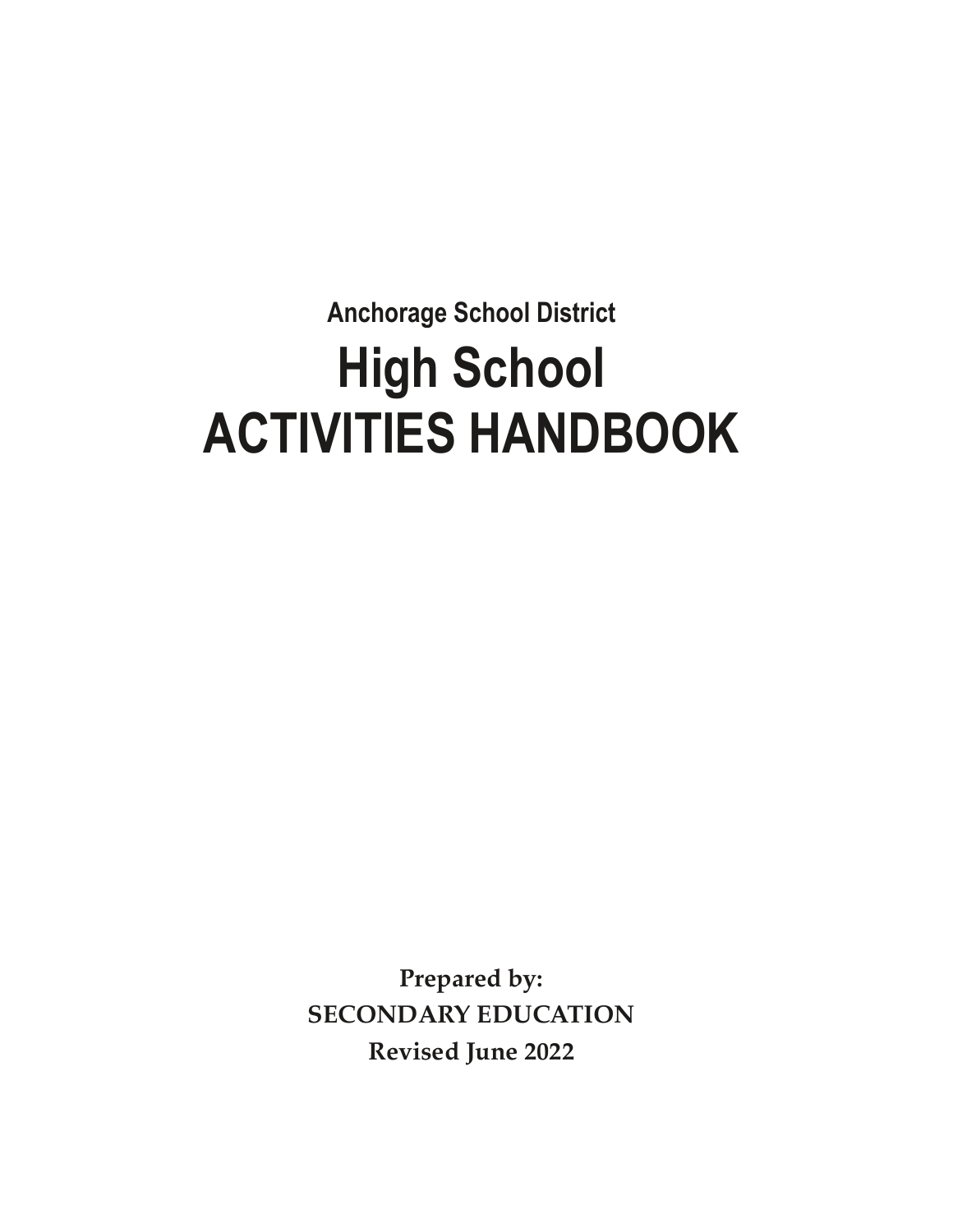**Anchorage School District**

# High School
# ACTIVITIES HANDBOOK

**Prepared by:**
**SECONDARY EDUCATION**
**Revised June 2022**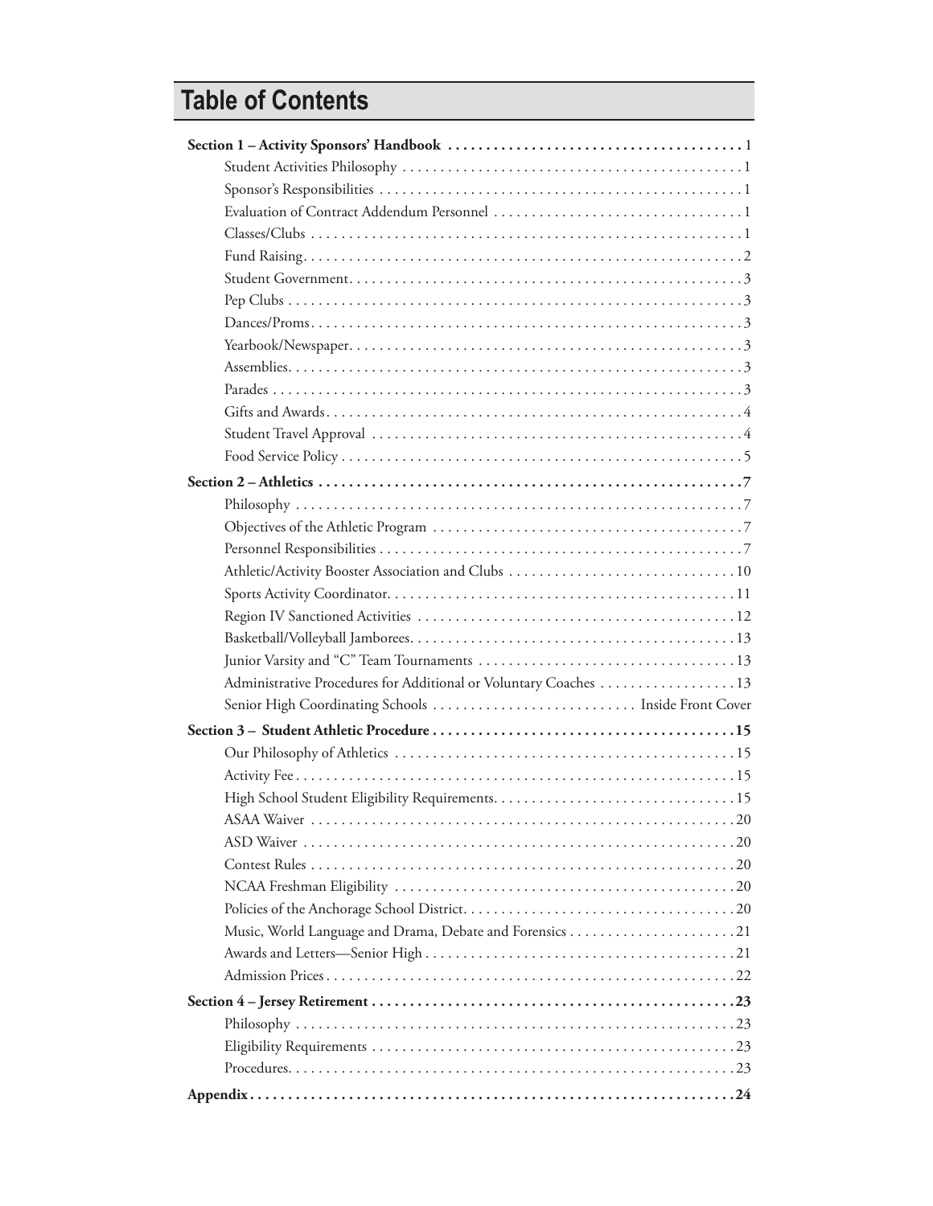# Table of Contents

**Section 1 – Activity Sponsors' Handbook** . . . . . . . . . . . . . . . . . . . . . . . . . . . . . . . . . . . . . . . 1

- Student Activities Philosophy . . . . . . . . . . . . . . . . . . . . . . . . . . . . . . . . . . . . . . . . . . . . 1
- Sponsor's Responsibilities . . . . . . . . . . . . . . . . . . . . . . . . . . . . . . . . . . . . . . . . . . . . . . . 1
- Evaluation of Contract Addendum Personnel . . . . . . . . . . . . . . . . . . . . . . . . . . . . . . . . 1
- Classes/Clubs . . . . . . . . . . . . . . . . . . . . . . . . . . . . . . . . . . . . . . . . . . . . . . . . . . . . . . . . 1
- Fund Raising. . . . . . . . . . . . . . . . . . . . . . . . . . . . . . . . . . . . . . . . . . . . . . . . . . . . . . . . . 2
- Student Government. . . . . . . . . . . . . . . . . . . . . . . . . . . . . . . . . . . . . . . . . . . . . . . . . . . 3
- Pep Clubs . . . . . . . . . . . . . . . . . . . . . . . . . . . . . . . . . . . . . . . . . . . . . . . . . . . . . . . . . . . 3
- Dances/Proms. . . . . . . . . . . . . . . . . . . . . . . . . . . . . . . . . . . . . . . . . . . . . . . . . . . . . . . . 3
- Yearbook/Newspaper. . . . . . . . . . . . . . . . . . . . . . . . . . . . . . . . . . . . . . . . . . . . . . . . . . . 3
- Assemblies. . . . . . . . . . . . . . . . . . . . . . . . . . . . . . . . . . . . . . . . . . . . . . . . . . . . . . . . . . . 3
- Parades . . . . . . . . . . . . . . . . . . . . . . . . . . . . . . . . . . . . . . . . . . . . . . . . . . . . . . . . . . . . . 3
- Gifts and Awards. . . . . . . . . . . . . . . . . . . . . . . . . . . . . . . . . . . . . . . . . . . . . . . . . . . . . . 4
- Student Travel Approval . . . . . . . . . . . . . . . . . . . . . . . . . . . . . . . . . . . . . . . . . . . . . . . . 4
- Food Service Policy . . . . . . . . . . . . . . . . . . . . . . . . . . . . . . . . . . . . . . . . . . . . . . . . . . . . 5

**Section 2 – Athletics** . . . . . . . . . . . . . . . . . . . . . . . . . . . . . . . . . . . . . . . . . . . . . . . . . . . . . . 7

- Philosophy . . . . . . . . . . . . . . . . . . . . . . . . . . . . . . . . . . . . . . . . . . . . . . . . . . . . . . . . . . . 7
- Objectives of the Athletic Program . . . . . . . . . . . . . . . . . . . . . . . . . . . . . . . . . . . . . . . . 7
- Personnel Responsibilities . . . . . . . . . . . . . . . . . . . . . . . . . . . . . . . . . . . . . . . . . . . . . . . 7
- Athletic/Activity Booster Association and Clubs . . . . . . . . . . . . . . . . . . . . . . . . . . . . . 10
- Sports Activity Coordinator. . . . . . . . . . . . . . . . . . . . . . . . . . . . . . . . . . . . . . . . . . . . . 11
- Region IV Sanctioned Activities . . . . . . . . . . . . . . . . . . . . . . . . . . . . . . . . . . . . . . . . . 12
- Basketball/Volleyball Jamborees. . . . . . . . . . . . . . . . . . . . . . . . . . . . . . . . . . . . . . . . . 13
- Junior Varsity and "C" Team Tournaments . . . . . . . . . . . . . . . . . . . . . . . . . . . . . . . . . 13
- Administrative Procedures for Additional or Voluntary Coaches . . . . . . . . . . . . . . . . . 13
- Senior High Coordinating Schools . . . . . . . . . . . . . . . . . . . . . . . . . . Inside Front Cover

**Section 3 – Student Athletic Procedure** . . . . . . . . . . . . . . . . . . . . . . . . . . . . . . . . . . . . . . . 15

- Our Philosophy of Athletics . . . . . . . . . . . . . . . . . . . . . . . . . . . . . . . . . . . . . . . . . . . . 15
- Activity Fee. . . . . . . . . . . . . . . . . . . . . . . . . . . . . . . . . . . . . . . . . . . . . . . . . . . . . . . . . 15
- High School Student Eligibility Requirements. . . . . . . . . . . . . . . . . . . . . . . . . . . . . . . 15
- ASAA Waiver . . . . . . . . . . . . . . . . . . . . . . . . . . . . . . . . . . . . . . . . . . . . . . . . . . . . . . . 20
- ASD Waiver . . . . . . . . . . . . . . . . . . . . . . . . . . . . . . . . . . . . . . . . . . . . . . . . . . . . . . . . 20
- Contest Rules . . . . . . . . . . . . . . . . . . . . . . . . . . . . . . . . . . . . . . . . . . . . . . . . . . . . . . . 20
- NCAA Freshman Eligibility . . . . . . . . . . . . . . . . . . . . . . . . . . . . . . . . . . . . . . . . . . . . 20
- Policies of the Anchorage School District. . . . . . . . . . . . . . . . . . . . . . . . . . . . . . . . . . . 20
- Music, World Language and Drama, Debate and Forensics . . . . . . . . . . . . . . . . . . . . . 21
- Awards and Letters—Senior High . . . . . . . . . . . . . . . . . . . . . . . . . . . . . . . . . . . . . . . . 21
- Admission Prices . . . . . . . . . . . . . . . . . . . . . . . . . . . . . . . . . . . . . . . . . . . . . . . . . . . . . 22

**Section 4 – Jersey Retirement** . . . . . . . . . . . . . . . . . . . . . . . . . . . . . . . . . . . . . . . . . . . . . . . 23

- Philosophy . . . . . . . . . . . . . . . . . . . . . . . . . . . . . . . . . . . . . . . . . . . . . . . . . . . . . . . . . . 23
- Eligibility Requirements . . . . . . . . . . . . . . . . . . . . . . . . . . . . . . . . . . . . . . . . . . . . . . . . 23
- Procedures. . . . . . . . . . . . . . . . . . . . . . . . . . . . . . . . . . . . . . . . . . . . . . . . . . . . . . . . . . 23

**Appendix** . . . . . . . . . . . . . . . . . . . . . . . . . . . . . . . . . . . . . . . . . . . . . . . . . . . . . . . . . . . . . . . 24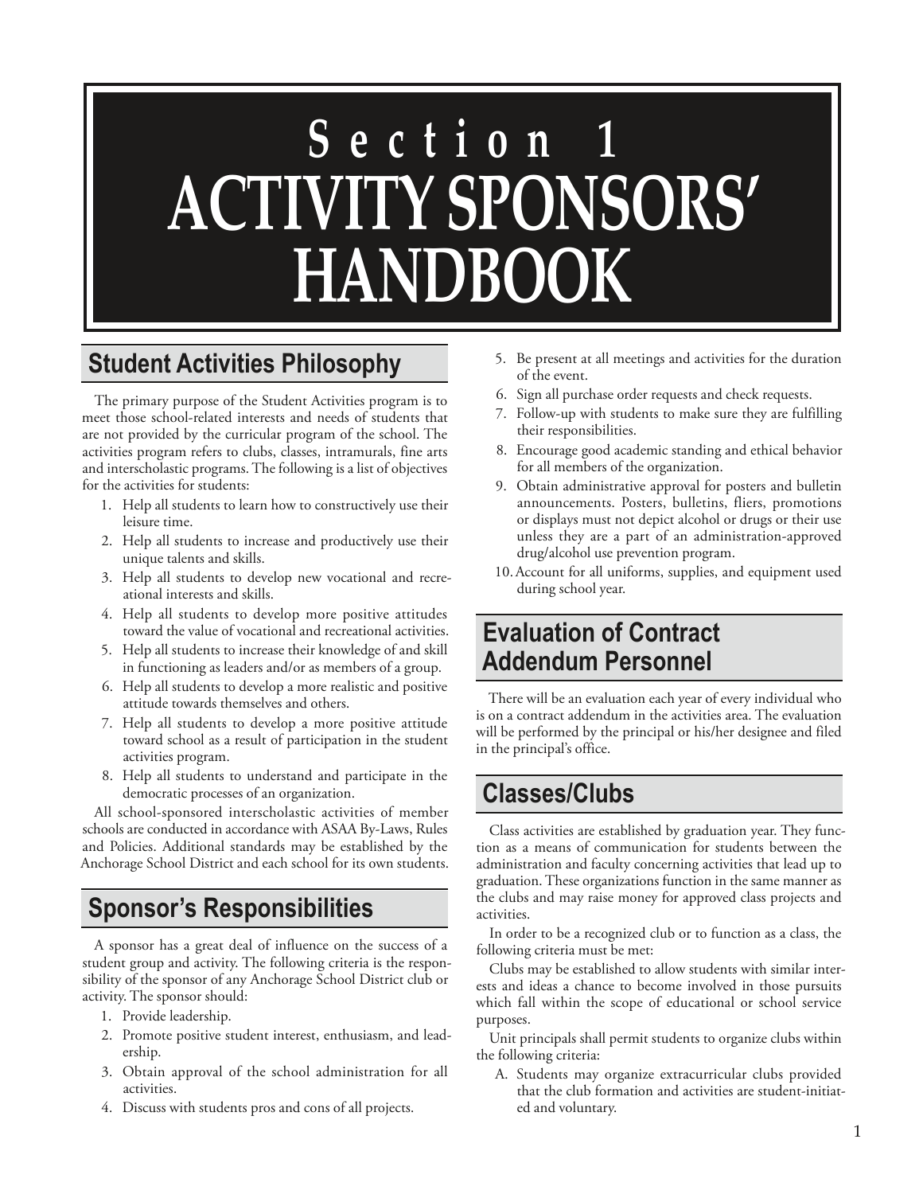# Section 1
# ACTIVITY SPONSORS' HANDBOOK

## Student Activities Philosophy

The primary purpose of the Student Activities program is to meet those school-related interests and needs of students that are not provided by the curricular program of the school. The activities program refers to clubs, classes, intramurals, fine arts and interscholastic programs. The following is a list of objectives for the activities for students:

1. Help all students to learn how to constructively use their leisure time.
2. Help all students to increase and productively use their unique talents and skills.
3. Help all students to develop new vocational and recreational interests and skills.
4. Help all students to develop more positive attitudes toward the value of vocational and recreational activities.
5. Help all students to increase their knowledge of and skill in functioning as leaders and/or as members of a group.
6. Help all students to develop a more realistic and positive attitude towards themselves and others.
7. Help all students to develop a more positive attitude toward school as a result of participation in the student activities program.
8. Help all students to understand and participate in the democratic processes of an organization.

All school-sponsored interscholastic activities of member schools are conducted in accordance with ASAA By-Laws, Rules and Policies. Additional standards may be established by the Anchorage School District and each school for its own students.

## Sponsor's Responsibilities

A sponsor has a great deal of influence on the success of a student group and activity. The following criteria is the responsibility of the sponsor of any Anchorage School District club or activity. The sponsor should:

1. Provide leadership.
2. Promote positive student interest, enthusiasm, and leadership.
3. Obtain approval of the school administration for all activities.
4. Discuss with students pros and cons of all projects.
5. Be present at all meetings and activities for the duration of the event.
6. Sign all purchase order requests and check requests.
7. Follow-up with students to make sure they are fulfilling their responsibilities.
8. Encourage good academic standing and ethical behavior for all members of the organization.
9. Obtain administrative approval for posters and bulletin announcements. Posters, bulletins, fliers, promotions or displays must not depict alcohol or drugs or their use unless they are a part of an administration-approved drug/alcohol use prevention program.
10. Account for all uniforms, supplies, and equipment used during school year.

## Evaluation of Contract Addendum Personnel

There will be an evaluation each year of every individual who is on a contract addendum in the activities area. The evaluation will be performed by the principal or his/her designee and filed in the principal's office.

## Classes/Clubs

Class activities are established by graduation year. They function as a means of communication for students between the administration and faculty concerning activities that lead up to graduation. These organizations function in the same manner as the clubs and may raise money for approved class projects and activities.

In order to be a recognized club or to function as a class, the following criteria must be met:

Clubs may be established to allow students with similar interests and ideas a chance to become involved in those pursuits which fall within the scope of educational or school service purposes.

Unit principals shall permit students to organize clubs within the following criteria:

A. Students may organize extracurricular clubs provided that the club formation and activities are student-initiated and voluntary.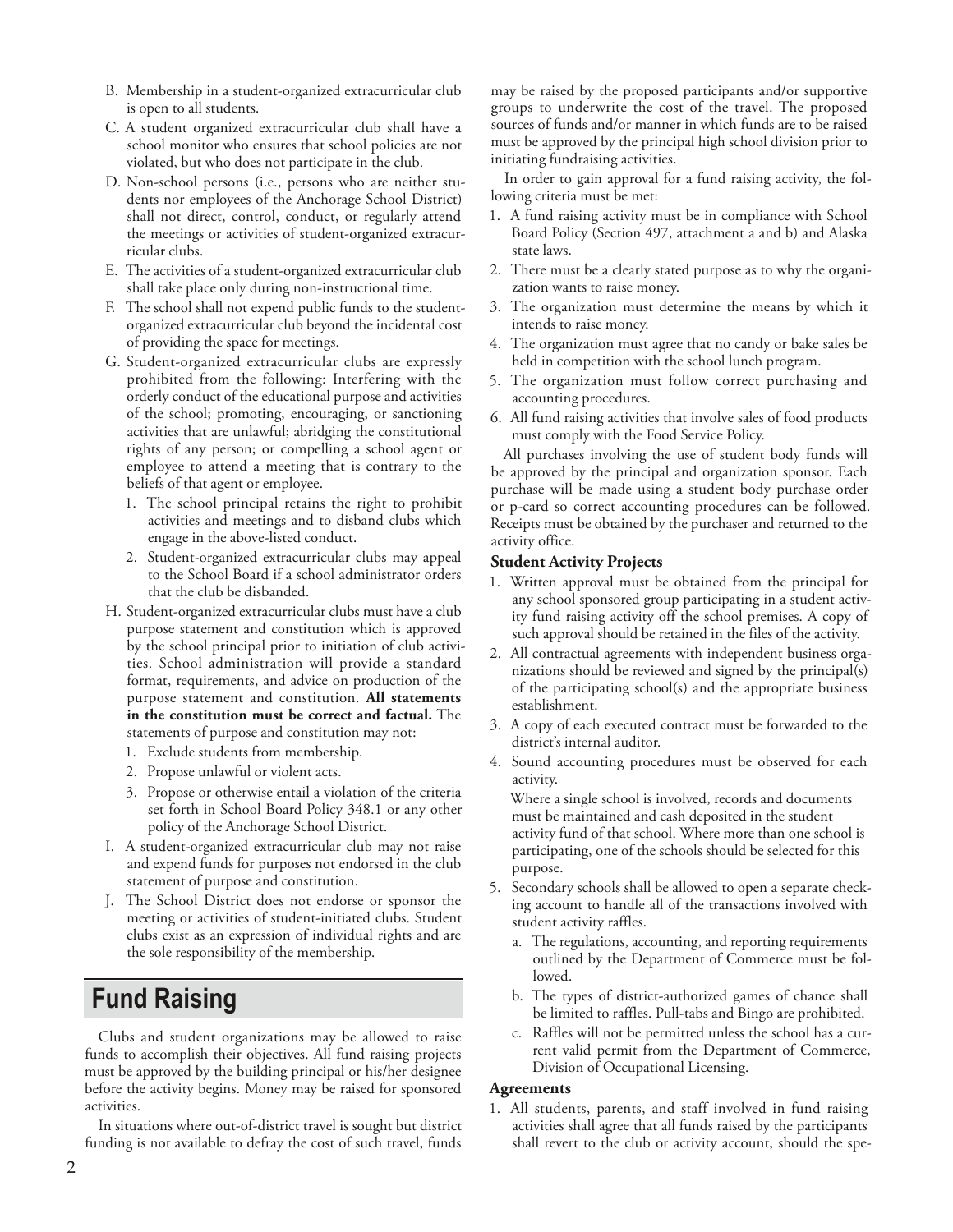B. Membership in a student-organized extracurricular club is open to all students.

C. A student organized extracurricular club shall have a school monitor who ensures that school policies are not violated, but who does not participate in the club.

D. Non-school persons (i.e., persons who are neither students nor employees of the Anchorage School District) shall not direct, control, conduct, or regularly attend the meetings or activities of student-organized extracurricular clubs.

E. The activities of a student-organized extracurricular club shall take place only during non-instructional time.

F. The school shall not expend public funds to the student-organized extracurricular club beyond the incidental cost of providing the space for meetings.

G. Student-organized extracurricular clubs are expressly prohibited from the following: Interfering with the orderly conduct of the educational purpose and activities of the school; promoting, encouraging, or sanctioning activities that are unlawful; abridging the constitutional rights of any person; or compelling a school agent or employee to attend a meeting that is contrary to the beliefs of that agent or employee.

   1. The school principal retains the right to prohibit activities and meetings and to disband clubs which engage in the above-listed conduct.
   2. Student-organized extracurricular clubs may appeal to the School Board if a school administrator orders that the club be disbanded.

H. Student-organized extracurricular clubs must have a club purpose statement and constitution which is approved by the school principal prior to initiation of club activities. School administration will provide a standard format, requirements, and advice on production of the purpose statement and constitution. **All statements in the constitution must be correct and factual.** The statements of purpose and constitution may not:

   1. Exclude students from membership.
   2. Propose unlawful or violent acts.
   3. Propose or otherwise entail a violation of the criteria set forth in School Board Policy 348.1 or any other policy of the Anchorage School District.

I. A student-organized extracurricular club may not raise and expend funds for purposes not endorsed in the club statement of purpose and constitution.

J. The School District does not endorse or sponsor the meeting or activities of student-initiated clubs. Student clubs exist as an expression of individual rights and are the sole responsibility of the membership.

## Fund Raising

Clubs and student organizations may be allowed to raise funds to accomplish their objectives. All fund raising projects must be approved by the building principal or his/her designee before the activity begins. Money may be raised for sponsored activities.

In situations where out-of-district travel is sought but district funding is not available to defray the cost of such travel, funds may be raised by the proposed participants and/or supportive groups to underwrite the cost of the travel. The proposed sources of funds and/or manner in which funds are to be raised must be approved by the principal high school division prior to initiating fundraising activities.

In order to gain approval for a fund raising activity, the following criteria must be met:

1. A fund raising activity must be in compliance with School Board Policy (Section 497, attachment a and b) and Alaska state laws.
2. There must be a clearly stated purpose as to why the organization wants to raise money.
3. The organization must determine the means by which it intends to raise money.
4. The organization must agree that no candy or bake sales be held in competition with the school lunch program.
5. The organization must follow correct purchasing and accounting procedures.
6. All fund raising activities that involve sales of food products must comply with the Food Service Policy.

All purchases involving the use of student body funds will be approved by the principal and organization sponsor. Each purchase will be made using a student body purchase order or p-card so correct accounting procedures can be followed. Receipts must be obtained by the purchaser and returned to the activity office.

### Student Activity Projects

1. Written approval must be obtained from the principal for any school sponsored group participating in a student activity fund raising activity off the school premises. A copy of such approval should be retained in the files of the activity.
2. All contractual agreements with independent business organizations should be reviewed and signed by the principal(s) of the participating school(s) and the appropriate business establishment.
3. A copy of each executed contract must be forwarded to the district's internal auditor.
4. Sound accounting procedures must be observed for each activity.

   Where a single school is involved, records and documents must be maintained and cash deposited in the student activity fund of that school. Where more than one school is participating, one of the schools should be selected for this purpose.
5. Secondary schools shall be allowed to open a separate checking account to handle all of the transactions involved with student activity raffles.
   a. The regulations, accounting, and reporting requirements outlined by the Department of Commerce must be followed.
   b. The types of district-authorized games of chance shall be limited to raffles. Pull-tabs and Bingo are prohibited.
   c. Raffles will not be permitted unless the school has a current valid permit from the Department of Commerce, Division of Occupational Licensing.

### Agreements

1. All students, parents, and staff involved in fund raising activities shall agree that all funds raised by the participants shall revert to the club or activity account, should the spe-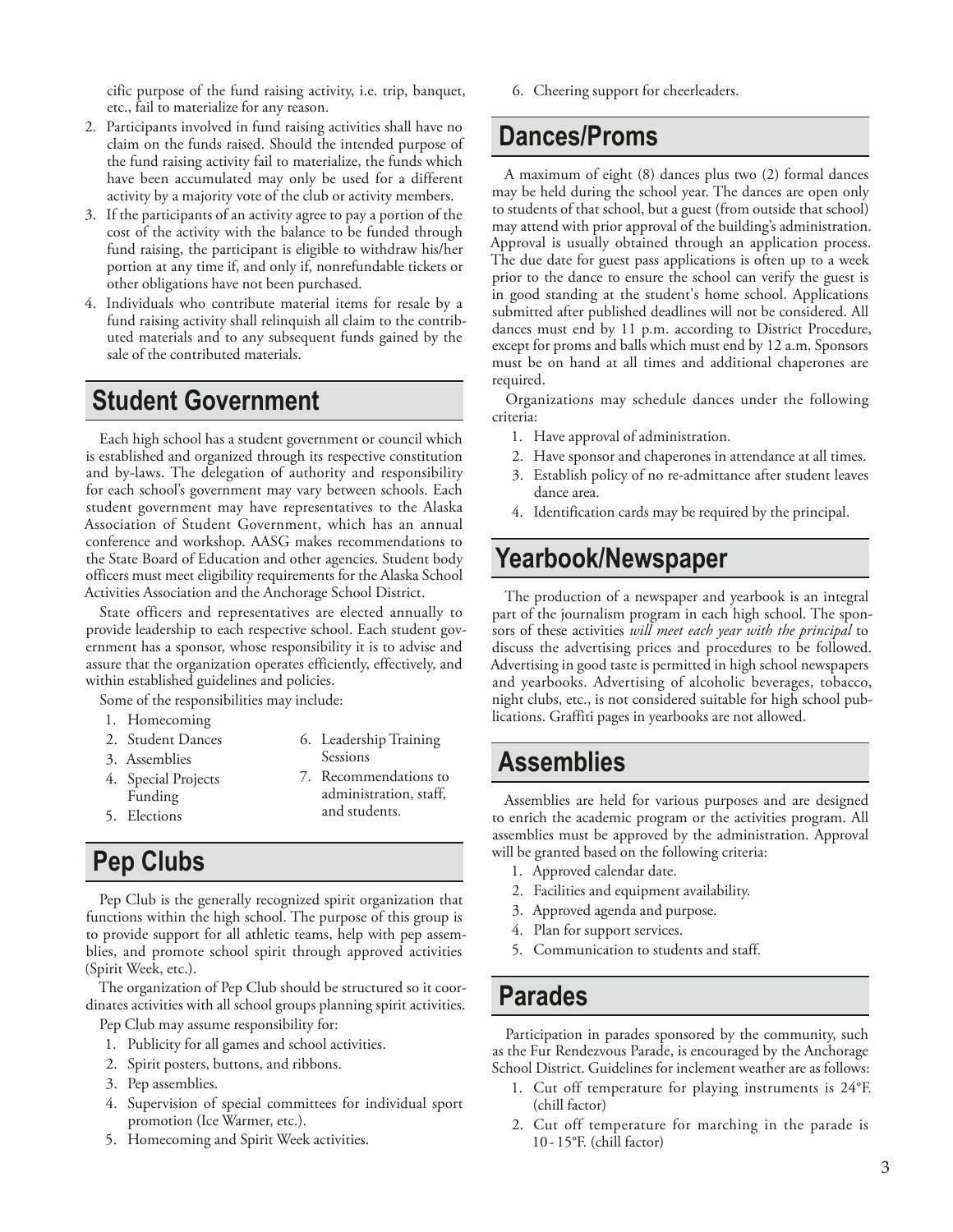cific purpose of the fund raising activity, i.e. trip, banquet, etc., fail to materialize for any reason.

2. Participants involved in fund raising activities shall have no claim on the funds raised. Should the intended purpose of the fund raising activity fail to materialize, the funds which have been accumulated may only be used for a different activity by a majority vote of the club or activity members.
3. If the participants of an activity agree to pay a portion of the cost of the activity with the balance to be funded through fund raising, the participant is eligible to withdraw his/her portion at any time if, and only if, nonrefundable tickets or other obligations have not been purchased.
4. Individuals who contribute material items for resale by a fund raising activity shall relinquish all claim to the contributed materials and to any subsequent funds gained by the sale of the contributed materials.

## Student Government

Each high school has a student government or council which is established and organized through its respective constitution and by-laws. The delegation of authority and responsibility for each school's government may vary between schools. Each student government may have representatives to the Alaska Association of Student Government, which has an annual conference and workshop. AASG makes recommendations to the State Board of Education and other agencies. Student body officers must meet eligibility requirements for the Alaska School Activities Association and the Anchorage School District.

State officers and representatives are elected annually to provide leadership to each respective school. Each student government has a sponsor, whose responsibility it is to advise and assure that the organization operates efficiently, effectively, and within established guidelines and policies.

Some of the responsibilities may include:

1. Homecoming
2. Student Dances
3. Assemblies
4. Special Projects Funding
5. Elections
6. Leadership Training Sessions
7. Recommendations to administration, staff, and students.

## Pep Clubs

Pep Club is the generally recognized spirit organization that functions within the high school. The purpose of this group is to provide support for all athletic teams, help with pep assemblies, and promote school spirit through approved activities (Spirit Week, etc.).

The organization of Pep Club should be structured so it coordinates activities with all school groups planning spirit activities.

Pep Club may assume responsibility for:

1. Publicity for all games and school activities.
2. Spirit posters, buttons, and ribbons.
3. Pep assemblies.
4. Supervision of special committees for individual sport promotion (Ice Warmer, etc.).
5. Homecoming and Spirit Week activities.
6. Cheering support for cheerleaders.

## Dances/Proms

A maximum of eight (8) dances plus two (2) formal dances may be held during the school year. The dances are open only to students of that school, but a guest (from outside that school) may attend with prior approval of the building's administration. Approval is usually obtained through an application process. The due date for guest pass applications is often up to a week prior to the dance to ensure the school can verify the guest is in good standing at the student's home school. Applications submitted after published deadlines will not be considered. All dances must end by 11 p.m. according to District Procedure, except for proms and balls which must end by 12 a.m. Sponsors must be on hand at all times and additional chaperones are required.

Organizations may schedule dances under the following criteria:

1. Have approval of administration.
2. Have sponsor and chaperones in attendance at all times.
3. Establish policy of no re-admittance after student leaves dance area.
4. Identification cards may be required by the principal.

## Yearbook/Newspaper

The production of a newspaper and yearbook is an integral part of the journalism program in each high school. The sponsors of these activities *will meet each year with the principal* to discuss the advertising prices and procedures to be followed. Advertising in good taste is permitted in high school newspapers and yearbooks. Advertising of alcoholic beverages, tobacco, night clubs, etc., is not considered suitable for high school publications. Graffiti pages in yearbooks are not allowed.

## Assemblies

Assemblies are held for various purposes and are designed to enrich the academic program or the activities program. All assemblies must be approved by the administration. Approval will be granted based on the following criteria:

1. Approved calendar date.
2. Facilities and equipment availability.
3. Approved agenda and purpose.
4. Plan for support services.
5. Communication to students and staff.

## Parades

Participation in parades sponsored by the community, such as the Fur Rendezvous Parade, is encouraged by the Anchorage School District. Guidelines for inclement weather are as follows:

1. Cut off temperature for playing instruments is 24°F. (chill factor)
2. Cut off temperature for marching in the parade is 10 - 15°F. (chill factor)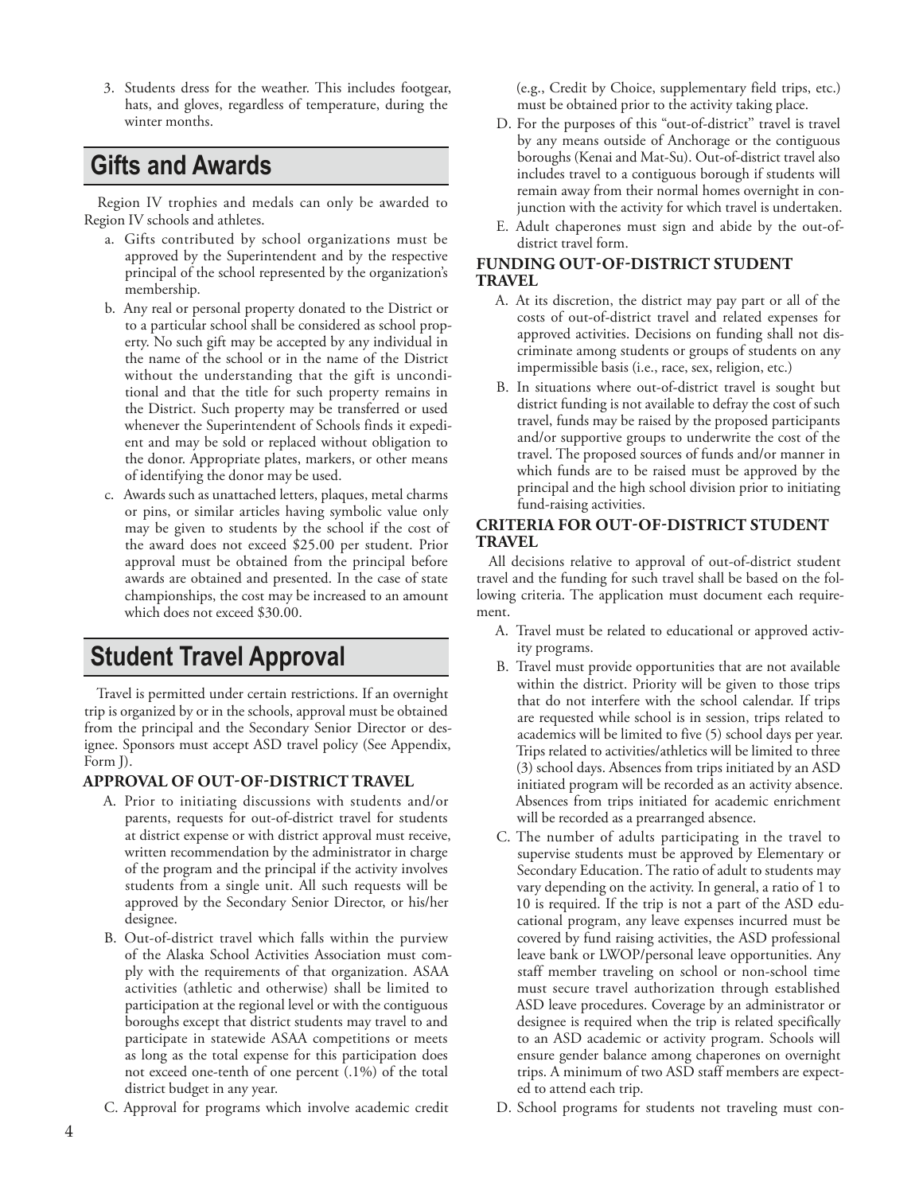3. Students dress for the weather. This includes footgear, hats, and gloves, regardless of temperature, during the winter months.

## Gifts and Awards

Region IV trophies and medals can only be awarded to Region IV schools and athletes.

a. Gifts contributed by school organizations must be approved by the Superintendent and by the respective principal of the school represented by the organization's membership.

b. Any real or personal property donated to the District or to a particular school shall be considered as school property. No such gift may be accepted by any individual in the name of the school or in the name of the District without the understanding that the gift is unconditional and that the title for such property remains in the District. Such property may be transferred or used whenever the Superintendent of Schools finds it expedient and may be sold or replaced without obligation to the donor. Appropriate plates, markers, or other means of identifying the donor may be used.

c. Awards such as unattached letters, plaques, metal charms or pins, or similar articles having symbolic value only may be given to students by the school if the cost of the award does not exceed $25.00 per student. Prior approval must be obtained from the principal before awards are obtained and presented. In the case of state championships, the cost may be increased to an amount which does not exceed $30.00.

## Student Travel Approval

Travel is permitted under certain restrictions. If an overnight trip is organized by or in the schools, approval must be obtained from the principal and the Secondary Senior Director or designee. Sponsors must accept ASD travel policy (See Appendix, Form J).

### APPROVAL OF OUT-OF-DISTRICT TRAVEL

A. Prior to initiating discussions with students and/or parents, requests for out-of-district travel for students at district expense or with district approval must receive, written recommendation by the administrator in charge of the program and the principal if the activity involves students from a single unit. All such requests will be approved by the Secondary Senior Director, or his/her designee.

B. Out-of-district travel which falls within the purview of the Alaska School Activities Association must comply with the requirements of that organization. ASAA activities (athletic and otherwise) shall be limited to participation at the regional level or with the contiguous boroughs except that district students may travel to and participate in statewide ASAA competitions or meets as long as the total expense for this participation does not exceed one-tenth of one percent (.1%) of the total district budget in any year.

C. Approval for programs which involve academic credit (e.g., Credit by Choice, supplementary field trips, etc.) must be obtained prior to the activity taking place.

D. For the purposes of this "out-of-district" travel is travel by any means outside of Anchorage or the contiguous boroughs (Kenai and Mat-Su). Out-of-district travel also includes travel to a contiguous borough if students will remain away from their normal homes overnight in conjunction with the activity for which travel is undertaken.

E. Adult chaperones must sign and abide by the out-of-district travel form.

### FUNDING OUT-OF-DISTRICT STUDENT TRAVEL

A. At its discretion, the district may pay part or all of the costs of out-of-district travel and related expenses for approved activities. Decisions on funding shall not discriminate among students or groups of students on any impermissible basis (i.e., race, sex, religion, etc.)

B. In situations where out-of-district travel is sought but district funding is not available to defray the cost of such travel, funds may be raised by the proposed participants and/or supportive groups to underwrite the cost of the travel. The proposed sources of funds and/or manner in which funds are to be raised must be approved by the principal and the high school division prior to initiating fund-raising activities.

### CRITERIA FOR OUT-OF-DISTRICT STUDENT TRAVEL

All decisions relative to approval of out-of-district student travel and the funding for such travel shall be based on the following criteria. The application must document each requirement.

A. Travel must be related to educational or approved activity programs.

B. Travel must provide opportunities that are not available within the district. Priority will be given to those trips that do not interfere with the school calendar. If trips are requested while school is in session, trips related to academics will be limited to five (5) school days per year. Trips related to activities/athletics will be limited to three (3) school days. Absences from trips initiated by an ASD initiated program will be recorded as an activity absence. Absences from trips initiated for academic enrichment will be recorded as a prearranged absence.

C. The number of adults participating in the travel to supervise students must be approved by Elementary or Secondary Education. The ratio of adult to students may vary depending on the activity. In general, a ratio of 1 to 10 is required. If the trip is not a part of the ASD educational program, any leave expenses incurred must be covered by fund raising activities, the ASD professional leave bank or LWOP/personal leave opportunities. Any staff member traveling on school or non-school time must secure travel authorization through established ASD leave procedures. Coverage by an administrator or designee is required when the trip is related specifically to an ASD academic or activity program. Schools will ensure gender balance among chaperones on overnight trips. A minimum of two ASD staff members are expected to attend each trip.

D. School programs for students not traveling must con-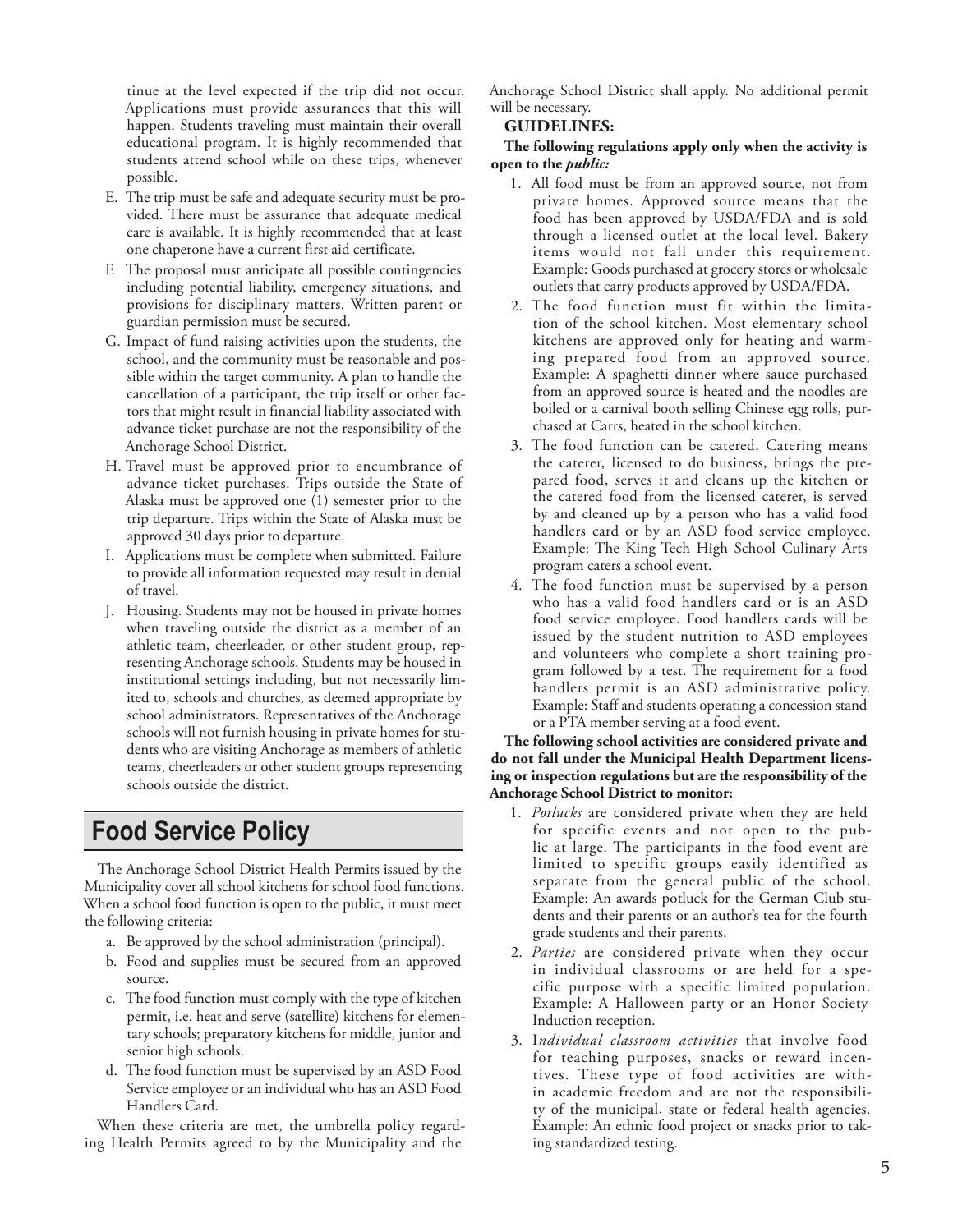tinue at the level expected if the trip did not occur. Applications must provide assurances that this will happen. Students traveling must maintain their overall educational program. It is highly recommended that students attend school while on these trips, whenever possible.

E. The trip must be safe and adequate security must be provided. There must be assurance that adequate medical care is available. It is highly recommended that at least one chaperone have a current first aid certificate.

F. The proposal must anticipate all possible contingencies including potential liability, emergency situations, and provisions for disciplinary matters. Written parent or guardian permission must be secured.

G. Impact of fund raising activities upon the students, the school, and the community must be reasonable and possible within the target community. A plan to handle the cancellation of a participant, the trip itself or other factors that might result in financial liability associated with advance ticket purchase are not the responsibility of the Anchorage School District.

H. Travel must be approved prior to encumbrance of advance ticket purchases. Trips outside the State of Alaska must be approved one (1) semester prior to the trip departure. Trips within the State of Alaska must be approved 30 days prior to departure.

I. Applications must be complete when submitted. Failure to provide all information requested may result in denial of travel.

J. Housing. Students may not be housed in private homes when traveling outside the district as a member of an athletic team, cheerleader, or other student group, representing Anchorage schools. Students may be housed in institutional settings including, but not necessarily limited to, schools and churches, as deemed appropriate by school administrators. Representatives of the Anchorage schools will not furnish housing in private homes for students who are visiting Anchorage as members of athletic teams, cheerleaders or other student groups representing schools outside the district.

## Food Service Policy

The Anchorage School District Health Permits issued by the Municipality cover all school kitchens for school food functions. When a school food function is open to the public, it must meet the following criteria:

a. Be approved by the school administration (principal).

b. Food and supplies must be secured from an approved source.

c. The food function must comply with the type of kitchen permit, i.e. heat and serve (satellite) kitchens for elementary schools; preparatory kitchens for middle, junior and senior high schools.

d. The food function must be supervised by an ASD Food Service employee or an individual who has an ASD Food Handlers Card.

When these criteria are met, the umbrella policy regarding Health Permits agreed to by the Municipality and the Anchorage School District shall apply. No additional permit will be necessary.

**GUIDELINES:**

**The following regulations apply only when the activity is open to the *public:***

1. All food must be from an approved source, not from private homes. Approved source means that the food has been approved by USDA/FDA and is sold through a licensed outlet at the local level. Bakery items would not fall under this requirement. Example: Goods purchased at grocery stores or wholesale outlets that carry products approved by USDA/FDA.
2. The food function must fit within the limitation of the school kitchen. Most elementary school kitchens are approved only for heating and warming prepared food from an approved source. Example: A spaghetti dinner where sauce purchased from an approved source is heated and the noodles are boiled or a carnival booth selling Chinese egg rolls, purchased at Carrs, heated in the school kitchen.
3. The food function can be catered. Catering means the caterer, licensed to do business, brings the prepared food, serves it and cleans up the kitchen or the catered food from the licensed caterer, is served by and cleaned up by a person who has a valid food handlers card or by an ASD food service employee. Example: The King Tech High School Culinary Arts program caters a school event.
4. The food function must be supervised by a person who has a valid food handlers card or is an ASD food service employee. Food handlers cards will be issued by the student nutrition to ASD employees and volunteers who complete a short training program followed by a test. The requirement for a food handlers permit is an ASD administrative policy. Example: Staff and students operating a concession stand or a PTA member serving at a food event.

**The following school activities are considered private and do not fall under the Municipal Health Department licensing or inspection regulations but are the responsibility of the Anchorage School District to monitor:**

1. *Potlucks* are considered private when they are held for specific events and not open to the public at large. The participants in the food event are limited to specific groups easily identified as separate from the general public of the school. Example: An awards potluck for the German Club students and their parents or an author's tea for the fourth grade students and their parents.
2. *Parties* are considered private when they occur in individual classrooms or are held for a specific purpose with a specific limited population. Example: A Halloween party or an Honor Society Induction reception.
3. I*ndividual classroom activities* that involve food for teaching purposes, snacks or reward incentives. These type of food activities are within academic freedom and are not the responsibility of the municipal, state or federal health agencies. Example: An ethnic food project or snacks prior to taking standardized testing.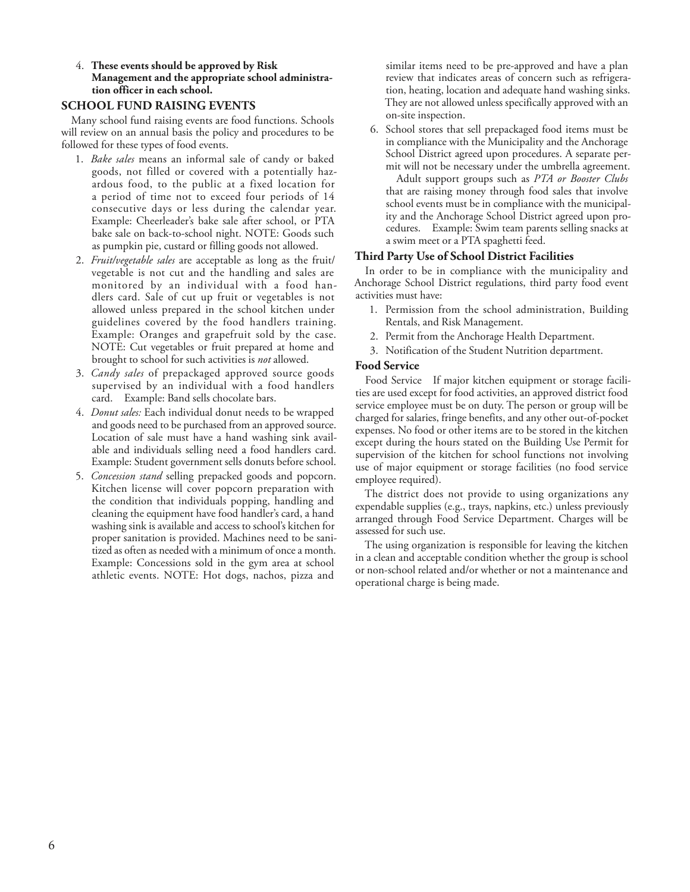4. **These events should be approved by Risk Management and the appropriate school administration officer in each school.**

## SCHOOL FUND RAISING EVENTS

Many school fund raising events are food functions. Schools will review on an annual basis the policy and procedures to be followed for these types of food events.

1. *Bake sales* means an informal sale of candy or baked goods, not filled or covered with a potentially hazardous food, to the public at a fixed location for a period of time not to exceed four periods of 14 consecutive days or less during the calendar year. Example: Cheerleader's bake sale after school, or PTA bake sale on back-to-school night. NOTE: Goods such as pumpkin pie, custard or filling goods not allowed.
2. *Fruit/vegetable sales* are acceptable as long as the fruit/vegetable is not cut and the handling and sales are monitored by an individual with a food handlers card. Sale of cut up fruit or vegetables is not allowed unless prepared in the school kitchen under guidelines covered by the food handlers training. Example: Oranges and grapefruit sold by the case. NOTE: Cut vegetables or fruit prepared at home and brought to school for such activities is *not* allowed.
3. *Candy sales* of prepackaged approved source goods supervised by an individual with a food handlers card. Example: Band sells chocolate bars.
4. *Donut sales:* Each individual donut needs to be wrapped and goods need to be purchased from an approved source. Location of sale must have a hand washing sink available and individuals selling need a food handlers card. Example: Student government sells donuts before school.
5. *Concession stand* selling prepacked goods and popcorn. Kitchen license will cover popcorn preparation with the condition that individuals popping, handling and cleaning the equipment have food handler's card, a hand washing sink is available and access to school's kitchen for proper sanitation is provided. Machines need to be sanitized as often as needed with a minimum of once a month. Example: Concessions sold in the gym area at school athletic events. NOTE: Hot dogs, nachos, pizza and similar items need to be pre-approved and have a plan review that indicates areas of concern such as refrigeration, heating, location and adequate hand washing sinks. They are not allowed unless specifically approved with an on-site inspection.
6. School stores that sell prepackaged food items must be in compliance with the Municipality and the Anchorage School District agreed upon procedures. A separate permit will not be necessary under the umbrella agreement.

   Adult support groups such as *PTA or Booster Clubs* that are raising money through food sales that involve school events must be in compliance with the municipality and the Anchorage School District agreed upon procedures. Example: Swim team parents selling snacks at a swim meet or a PTA spaghetti feed.

### Third Party Use of School District Facilities

In order to be in compliance with the municipality and Anchorage School District regulations, third party food event activities must have:

1. Permission from the school administration, Building Rentals, and Risk Management.
2. Permit from the Anchorage Health Department.
3. Notification of the Student Nutrition department.

### Food Service

Food Service If major kitchen equipment or storage facilities are used except for food activities, an approved district food service employee must be on duty. The person or group will be charged for salaries, fringe benefits, and any other out-of-pocket expenses. No food or other items are to be stored in the kitchen except during the hours stated on the Building Use Permit for supervision of the kitchen for school functions not involving use of major equipment or storage facilities (no food service employee required).

The district does not provide to using organizations any expendable supplies (e.g., trays, napkins, etc.) unless previously arranged through Food Service Department. Charges will be assessed for such use.

The using organization is responsible for leaving the kitchen in a clean and acceptable condition whether the group is school or non-school related and/or whether or not a maintenance and operational charge is being made.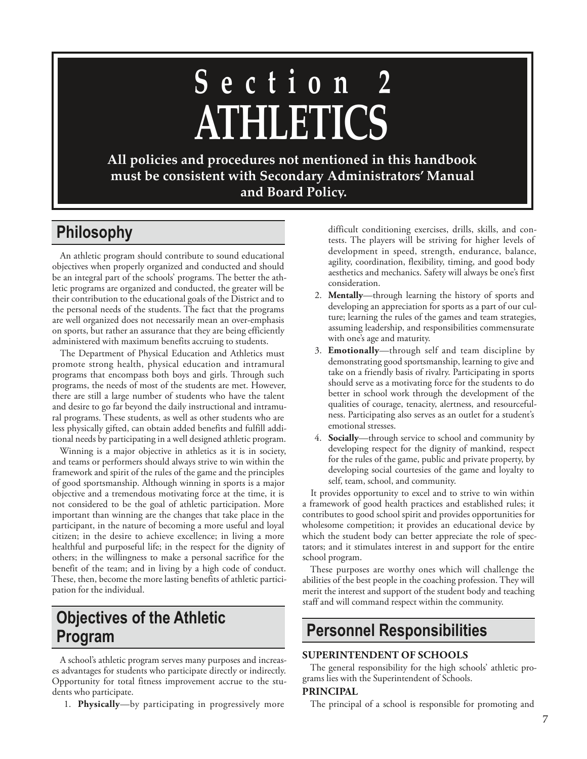# Section 2
# ATHLETICS

**All policies and procedures not mentioned in this handbook must be consistent with Secondary Administrators' Manual and Board Policy.**

## Philosophy

An athletic program should contribute to sound educational objectives when properly organized and conducted and should be an integral part of the schools' programs. The better the athletic programs are organized and conducted, the greater will be their contribution to the educational goals of the District and to the personal needs of the students. The fact that the programs are well organized does not necessarily mean an over-emphasis on sports, but rather an assurance that they are being efficiently administered with maximum benefits accruing to students.

The Department of Physical Education and Athletics must promote strong health, physical education and intramural programs that encompass both boys and girls. Through such programs, the needs of most of the students are met. However, there are still a large number of students who have the talent and desire to go far beyond the daily instructional and intramural programs. These students, as well as other students who are less physically gifted, can obtain added benefits and fulfill additional needs by participating in a well designed athletic program.

Winning is a major objective in athletics as it is in society, and teams or performers should always strive to win within the framework and spirit of the rules of the game and the principles of good sportsmanship. Although winning in sports is a major objective and a tremendous motivating force at the time, it is not considered to be the goal of athletic participation. More important than winning are the changes that take place in the participant, in the nature of becoming a more useful and loyal citizen; in the desire to achieve excellence; in living a more healthful and purposeful life; in the respect for the dignity of others; in the willingness to make a personal sacrifice for the benefit of the team; and in living by a high code of conduct. These, then, become the more lasting benefits of athletic participation for the individual.

## Objectives of the Athletic Program

A school's athletic program serves many purposes and increases advantages for students who participate directly or indirectly. Opportunity for total fitness improvement accrue to the students who participate.

1. **Physically**—by participating in progressively more difficult conditioning exercises, drills, skills, and contests. The players will be striving for higher levels of development in speed, strength, endurance, balance, agility, coordination, flexibility, timing, and good body aesthetics and mechanics. Safety will always be one's first consideration.
2. **Mentally**—through learning the history of sports and developing an appreciation for sports as a part of our culture; learning the rules of the games and team strategies, assuming leadership, and responsibilities commensurate with one's age and maturity.
3. **Emotionally**—through self and team discipline by demonstrating good sportsmanship, learning to give and take on a friendly basis of rivalry. Participating in sports should serve as a motivating force for the students to do better in school work through the development of the qualities of courage, tenacity, alertness, and resourcefulness. Participating also serves as an outlet for a student's emotional stresses.
4. **Socially**—through service to school and community by developing respect for the dignity of mankind, respect for the rules of the game, public and private property, by developing social courtesies of the game and loyalty to self, team, school, and community.

It provides opportunity to excel and to strive to win within a framework of good health practices and established rules; it contributes to good school spirit and provides opportunities for wholesome competition; it provides an educational device by which the student body can better appreciate the role of spectators; and it stimulates interest in and support for the entire school program.

These purposes are worthy ones which will challenge the abilities of the best people in the coaching profession. They will merit the interest and support of the student body and teaching staff and will command respect within the community.

## Personnel Responsibilities

### SUPERINTENDENT OF SCHOOLS

The general responsibility for the high schools' athletic programs lies with the Superintendent of Schools.

### PRINCIPAL

The principal of a school is responsible for promoting and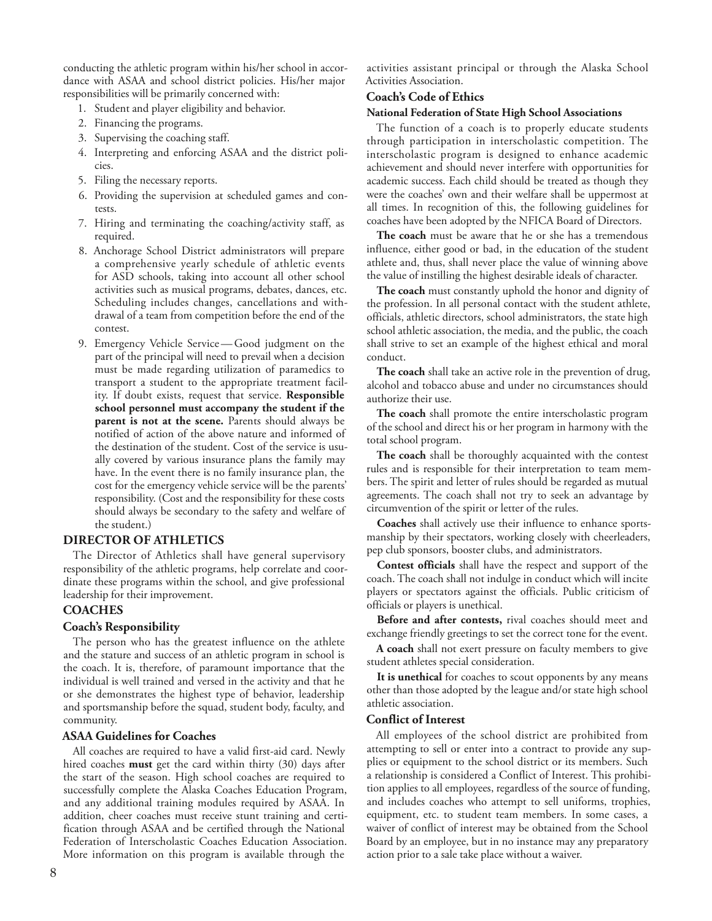conducting the athletic program within his/her school in accordance with ASAA and school district policies. His/her major responsibilities will be primarily concerned with:

1. Student and player eligibility and behavior.
2. Financing the programs.
3. Supervising the coaching staff.
4. Interpreting and enforcing ASAA and the district policies.
5. Filing the necessary reports.
6. Providing the supervision at scheduled games and contests.
7. Hiring and terminating the coaching/activity staff, as required.
8. Anchorage School District administrators will prepare a comprehensive yearly schedule of athletic events for ASD schools, taking into account all other school activities such as musical programs, debates, dances, etc. Scheduling includes changes, cancellations and withdrawal of a team from competition before the end of the contest.
9. Emergency Vehicle Service — Good judgment on the part of the principal will need to prevail when a decision must be made regarding utilization of paramedics to transport a student to the appropriate treatment facility. If doubt exists, request that service. **Responsible school personnel must accompany the student if the parent is not at the scene.** Parents should always be notified of action of the above nature and informed of the destination of the student. Cost of the service is usually covered by various insurance plans the family may have. In the event there is no family insurance plan, the cost for the emergency vehicle service will be the parents' responsibility. (Cost and the responsibility for these costs should always be secondary to the safety and welfare of the student.)

## DIRECTOR OF ATHLETICS

The Director of Athletics shall have general supervisory responsibility of the athletic programs, help correlate and coordinate these programs within the school, and give professional leadership for their improvement.

## COACHES

### Coach's Responsibility

The person who has the greatest influence on the athlete and the stature and success of an athletic program in school is the coach. It is, therefore, of paramount importance that the individual is well trained and versed in the activity and that he or she demonstrates the highest type of behavior, leadership and sportsmanship before the squad, student body, faculty, and community.

### ASAA Guidelines for Coaches

All coaches are required to have a valid first-aid card. Newly hired coaches **must** get the card within thirty (30) days after the start of the season. High school coaches are required to successfully complete the Alaska Coaches Education Program, and any additional training modules required by ASAA. In addition, cheer coaches must receive stunt training and certification through ASAA and be certified through the National Federation of Interscholastic Coaches Education Association. More information on this program is available through the activities assistant principal or through the Alaska School Activities Association.

### Coach's Code of Ethics

#### National Federation of State High School Associations

The function of a coach is to properly educate students through participation in interscholastic competition. The interscholastic program is designed to enhance academic achievement and should never interfere with opportunities for academic success. Each child should be treated as though they were the coaches' own and their welfare shall be uppermost at all times. In recognition of this, the following guidelines for coaches have been adopted by the NFICA Board of Directors.

**The coach** must be aware that he or she has a tremendous influence, either good or bad, in the education of the student athlete and, thus, shall never place the value of winning above the value of instilling the highest desirable ideals of character.

**The coach** must constantly uphold the honor and dignity of the profession. In all personal contact with the student athlete, officials, athletic directors, school administrators, the state high school athletic association, the media, and the public, the coach shall strive to set an example of the highest ethical and moral conduct.

**The coach** shall take an active role in the prevention of drug, alcohol and tobacco abuse and under no circumstances should authorize their use.

**The coach** shall promote the entire interscholastic program of the school and direct his or her program in harmony with the total school program.

**The coach** shall be thoroughly acquainted with the contest rules and is responsible for their interpretation to team members. The spirit and letter of rules should be regarded as mutual agreements. The coach shall not try to seek an advantage by circumvention of the spirit or letter of the rules.

**Coaches** shall actively use their influence to enhance sportsmanship by their spectators, working closely with cheerleaders, pep club sponsors, booster clubs, and administrators.

**Contest officials** shall have the respect and support of the coach. The coach shall not indulge in conduct which will incite players or spectators against the officials. Public criticism of officials or players is unethical.

**Before and after contests,** rival coaches should meet and exchange friendly greetings to set the correct tone for the event.

**A coach** shall not exert pressure on faculty members to give student athletes special consideration.

**It is unethical** for coaches to scout opponents by any means other than those adopted by the league and/or state high school athletic association.

### Conflict of Interest

All employees of the school district are prohibited from attempting to sell or enter into a contract to provide any supplies or equipment to the school district or its members. Such a relationship is considered a Conflict of Interest. This prohibition applies to all employees, regardless of the source of funding, and includes coaches who attempt to sell uniforms, trophies, equipment, etc. to student team members. In some cases, a waiver of conflict of interest may be obtained from the School Board by an employee, but in no instance may any preparatory action prior to a sale take place without a waiver.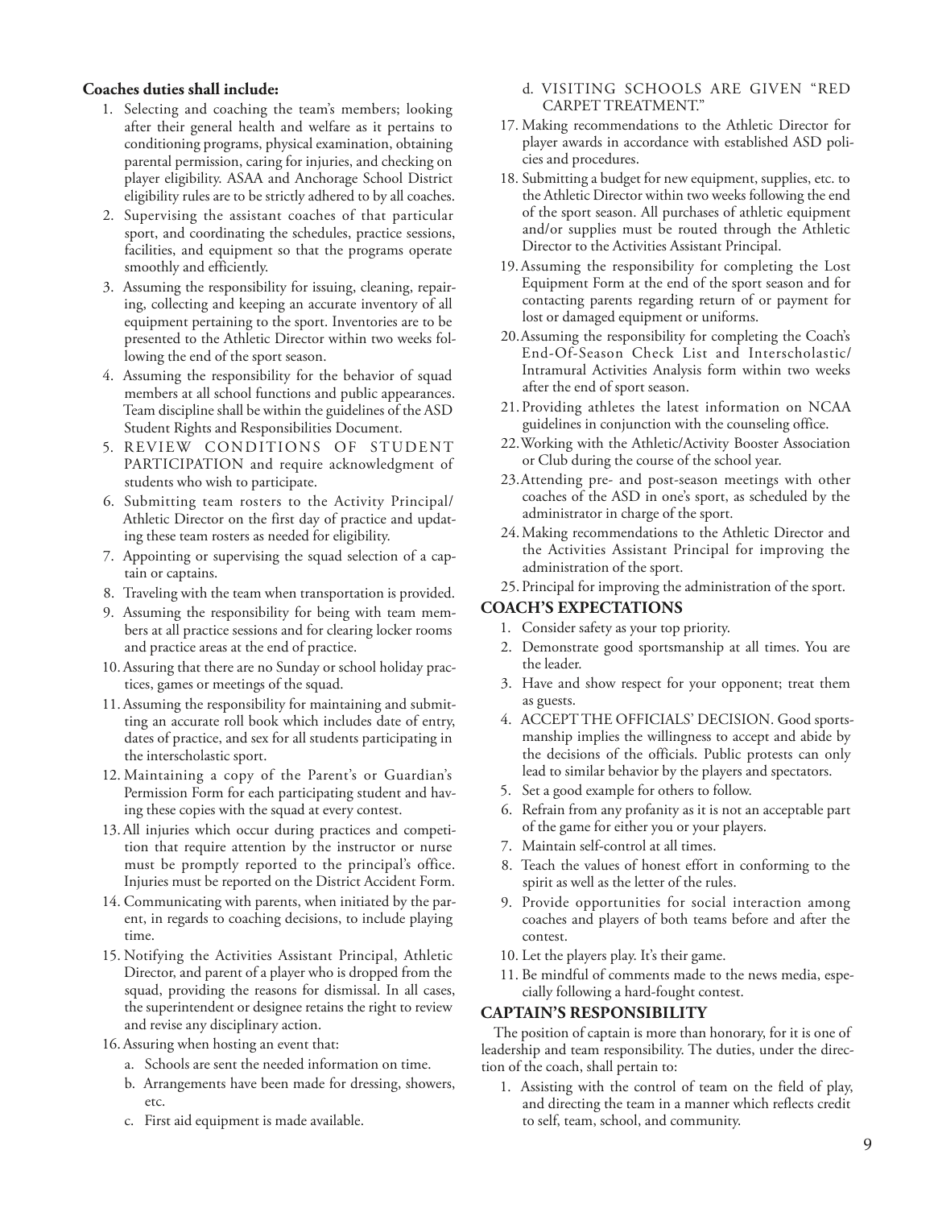**Coaches duties shall include:**

1. Selecting and coaching the team's members; looking after their general health and welfare as it pertains to conditioning programs, physical examination, obtaining parental permission, caring for injuries, and checking on player eligibility. ASAA and Anchorage School District eligibility rules are to be strictly adhered to by all coaches.
2. Supervising the assistant coaches of that particular sport, and coordinating the schedules, practice sessions, facilities, and equipment so that the programs operate smoothly and efficiently.
3. Assuming the responsibility for issuing, cleaning, repairing, collecting and keeping an accurate inventory of all equipment pertaining to the sport. Inventories are to be presented to the Athletic Director within two weeks following the end of the sport season.
4. Assuming the responsibility for the behavior of squad members at all school functions and public appearances. Team discipline shall be within the guidelines of the ASD Student Rights and Responsibilities Document.
5. REVIEW CONDITIONS OF STUDENT PARTICIPATION and require acknowledgment of students who wish to participate.
6. Submitting team rosters to the Activity Principal/ Athletic Director on the first day of practice and updating these team rosters as needed for eligibility.
7. Appointing or supervising the squad selection of a captain or captains.
8. Traveling with the team when transportation is provided.
9. Assuming the responsibility for being with team members at all practice sessions and for clearing locker rooms and practice areas at the end of practice.
10. Assuring that there are no Sunday or school holiday practices, games or meetings of the squad.
11. Assuming the responsibility for maintaining and submitting an accurate roll book which includes date of entry, dates of practice, and sex for all students participating in the interscholastic sport.
12. Maintaining a copy of the Parent's or Guardian's Permission Form for each participating student and having these copies with the squad at every contest.
13. All injuries which occur during practices and competition that require attention by the instructor or nurse must be promptly reported to the principal's office. Injuries must be reported on the District Accident Form.
14. Communicating with parents, when initiated by the parent, in regards to coaching decisions, to include playing time.
15. Notifying the Activities Assistant Principal, Athletic Director, and parent of a player who is dropped from the squad, providing the reasons for dismissal. In all cases, the superintendent or designee retains the right to review and revise any disciplinary action.
16. Assuring when hosting an event that:
    a. Schools are sent the needed information on time.
    b. Arrangements have been made for dressing, showers, etc.
    c. First aid equipment is made available.
    d. VISITING SCHOOLS ARE GIVEN "RED CARPET TREATMENT."
17. Making recommendations to the Athletic Director for player awards in accordance with established ASD policies and procedures.
18. Submitting a budget for new equipment, supplies, etc. to the Athletic Director within two weeks following the end of the sport season. All purchases of athletic equipment and/or supplies must be routed through the Athletic Director to the Activities Assistant Principal.
19. Assuming the responsibility for completing the Lost Equipment Form at the end of the sport season and for contacting parents regarding return of or payment for lost or damaged equipment or uniforms.
20. Assuming the responsibility for completing the Coach's End-Of-Season Check List and Interscholastic/ Intramural Activities Analysis form within two weeks after the end of sport season.
21. Providing athletes the latest information on NCAA guidelines in conjunction with the counseling office.
22. Working with the Athletic/Activity Booster Association or Club during the course of the school year.
23. Attending pre- and post-season meetings with other coaches of the ASD in one's sport, as scheduled by the administrator in charge of the sport.
24. Making recommendations to the Athletic Director and the Activities Assistant Principal for improving the administration of the sport.
25. Principal for improving the administration of the sport.

## COACH'S EXPECTATIONS

1. Consider safety as your top priority.
2. Demonstrate good sportsmanship at all times. You are the leader.
3. Have and show respect for your opponent; treat them as guests.
4. ACCEPT THE OFFICIALS' DECISION. Good sportsmanship implies the willingness to accept and abide by the decisions of the officials. Public protests can only lead to similar behavior by the players and spectators.
5. Set a good example for others to follow.
6. Refrain from any profanity as it is not an acceptable part of the game for either you or your players.
7. Maintain self-control at all times.
8. Teach the values of honest effort in conforming to the spirit as well as the letter of the rules.
9. Provide opportunities for social interaction among coaches and players of both teams before and after the contest.
10. Let the players play. It's their game.
11. Be mindful of comments made to the news media, especially following a hard-fought contest.

## CAPTAIN'S RESPONSIBILITY

The position of captain is more than honorary, for it is one of leadership and team responsibility. The duties, under the direction of the coach, shall pertain to:

1. Assisting with the control of team on the field of play, and directing the team in a manner which reflects credit to self, team, school, and community.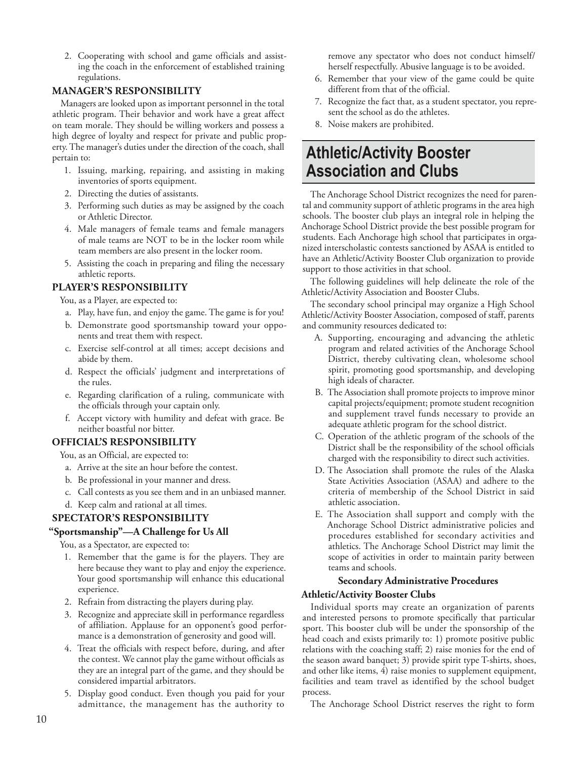2. Cooperating with school and game officials and assisting the coach in the enforcement of established training regulations.

### MANAGER'S RESPONSIBILITY

Managers are looked upon as important personnel in the total athletic program. Their behavior and work have a great affect on team morale. They should be willing workers and possess a high degree of loyalty and respect for private and public property. The manager's duties under the direction of the coach, shall pertain to:

1. Issuing, marking, repairing, and assisting in making inventories of sports equipment.
2. Directing the duties of assistants.
3. Performing such duties as may be assigned by the coach or Athletic Director.
4. Male managers of female teams and female managers of male teams are NOT to be in the locker room while team members are also present in the locker room.
5. Assisting the coach in preparing and filing the necessary athletic reports.

### PLAYER'S RESPONSIBILITY

You, as a Player, are expected to:

a. Play, have fun, and enjoy the game. The game is for you!
b. Demonstrate good sportsmanship toward your opponents and treat them with respect.
c. Exercise self-control at all times; accept decisions and abide by them.
d. Respect the officials' judgment and interpretations of the rules.
e. Regarding clarification of a ruling, communicate with the officials through your captain only.
f. Accept victory with humility and defeat with grace. Be neither boastful nor bitter.

### OFFICIAL'S RESPONSIBILITY

You, as an Official, are expected to:

a. Arrive at the site an hour before the contest.
b. Be professional in your manner and dress.
c. Call contests as you see them and in an unbiased manner.
d. Keep calm and rational at all times.

### SPECTATOR'S RESPONSIBILITY

**"Sportsmanship"—A Challenge for Us All**

You, as a Spectator, are expected to:

1. Remember that the game is for the players. They are here because they want to play and enjoy the experience. Your good sportsmanship will enhance this educational experience.
2. Refrain from distracting the players during play.
3. Recognize and appreciate skill in performance regardless of affiliation. Applause for an opponent's good performance is a demonstration of generosity and good will.
4. Treat the officials with respect before, during, and after the contest. We cannot play the game without officials as they are an integral part of the game, and they should be considered impartial arbitrators.
5. Display good conduct. Even though you paid for your admittance, the management has the authority to remove any spectator who does not conduct himself/herself respectfully. Abusive language is to be avoided.
6. Remember that your view of the game could be quite different from that of the official.
7. Recognize the fact that, as a student spectator, you represent the school as do the athletes.
8. Noise makers are prohibited.

## Athletic/Activity Booster Association and Clubs

The Anchorage School District recognizes the need for parental and community support of athletic programs in the area high schools. The booster club plays an integral role in helping the Anchorage School District provide the best possible program for students. Each Anchorage high school that participates in organized interscholastic contests sanctioned by ASAA is entitled to have an Athletic/Activity Booster Club organization to provide support to those activities in that school.

The following guidelines will help delineate the role of the Athletic/Activity Association and Booster Clubs.

The secondary school principal may organize a High School Athletic/Activity Booster Association, composed of staff, parents and community resources dedicated to:

A. Supporting, encouraging and advancing the athletic program and related activities of the Anchorage School District, thereby cultivating clean, wholesome school spirit, promoting good sportsmanship, and developing high ideals of character.
B. The Association shall promote projects to improve minor capital projects/equipment; promote student recognition and supplement travel funds necessary to provide an adequate athletic program for the school district.
C. Operation of the athletic program of the schools of the District shall be the responsibility of the school officials charged with the responsibility to direct such activities.
D. The Association shall promote the rules of the Alaska State Activities Association (ASAA) and adhere to the criteria of membership of the School District in said athletic association.
E. The Association shall support and comply with the Anchorage School District administrative policies and procedures established for secondary activities and athletics. The Anchorage School District may limit the scope of activities in order to maintain parity between teams and schools.

**Secondary Administrative Procedures**

**Athletic/Activity Booster Clubs**

Individual sports may create an organization of parents and interested persons to promote specifically that particular sport. This booster club will be under the sponsorship of the head coach and exists primarily to: 1) promote positive public relations with the coaching staff; 2) raise monies for the end of the season award banquet; 3) provide spirit type T-shirts, shoes, and other like items, 4) raise monies to supplement equipment, facilities and team travel as identified by the school budget process.

The Anchorage School District reserves the right to form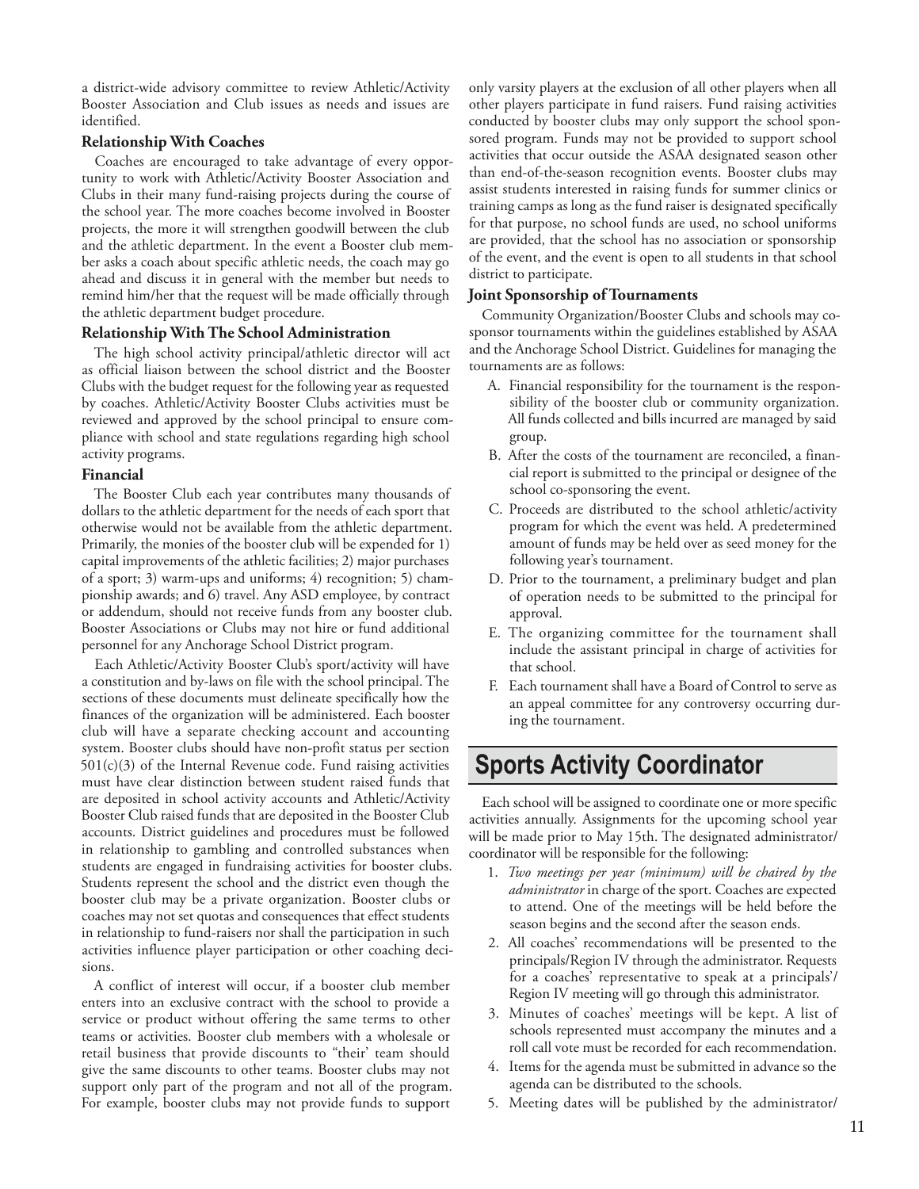a district-wide advisory committee to review Athletic/Activity Booster Association and Club issues as needs and issues are identified.

**Relationship With Coaches**

Coaches are encouraged to take advantage of every opportunity to work with Athletic/Activity Booster Association and Clubs in their many fund-raising projects during the course of the school year. The more coaches become involved in Booster projects, the more it will strengthen goodwill between the club and the athletic department. In the event a Booster club member asks a coach about specific athletic needs, the coach may go ahead and discuss it in general with the member but needs to remind him/her that the request will be made officially through the athletic department budget procedure.

**Relationship With The School Administration**

The high school activity principal/athletic director will act as official liaison between the school district and the Booster Clubs with the budget request for the following year as requested by coaches. Athletic/Activity Booster Clubs activities must be reviewed and approved by the school principal to ensure compliance with school and state regulations regarding high school activity programs.

**Financial**

The Booster Club each year contributes many thousands of dollars to the athletic department for the needs of each sport that otherwise would not be available from the athletic department. Primarily, the monies of the booster club will be expended for 1) capital improvements of the athletic facilities; 2) major purchases of a sport; 3) warm-ups and uniforms; 4) recognition; 5) championship awards; and 6) travel. Any ASD employee, by contract or addendum, should not receive funds from any booster club. Booster Associations or Clubs may not hire or fund additional personnel for any Anchorage School District program.

Each Athletic/Activity Booster Club's sport/activity will have a constitution and by-laws on file with the school principal. The sections of these documents must delineate specifically how the finances of the organization will be administered. Each booster club will have a separate checking account and accounting system. Booster clubs should have non-profit status per section 501(c)(3) of the Internal Revenue code. Fund raising activities must have clear distinction between student raised funds that are deposited in school activity accounts and Athletic/Activity Booster Club raised funds that are deposited in the Booster Club accounts. District guidelines and procedures must be followed in relationship to gambling and controlled substances when students are engaged in fundraising activities for booster clubs. Students represent the school and the district even though the booster club may be a private organization. Booster clubs or coaches may not set quotas and consequences that effect students in relationship to fund-raisers nor shall the participation in such activities influence player participation or other coaching decisions.

A conflict of interest will occur, if a booster club member enters into an exclusive contract with the school to provide a service or product without offering the same terms to other teams or activities. Booster club members with a wholesale or retail business that provide discounts to "their' team should give the same discounts to other teams. Booster clubs may not support only part of the program and not all of the program. For example, booster clubs may not provide funds to support only varsity players at the exclusion of all other players when all other players participate in fund raisers. Fund raising activities conducted by booster clubs may only support the school sponsored program. Funds may not be provided to support school activities that occur outside the ASAA designated season other than end-of-the-season recognition events. Booster clubs may assist students interested in raising funds for summer clinics or training camps as long as the fund raiser is designated specifically for that purpose, no school funds are used, no school uniforms are provided, that the school has no association or sponsorship of the event, and the event is open to all students in that school district to participate.

**Joint Sponsorship of Tournaments**

Community Organization/Booster Clubs and schools may co-sponsor tournaments within the guidelines established by ASAA and the Anchorage School District. Guidelines for managing the tournaments are as follows:

A. Financial responsibility for the tournament is the responsibility of the booster club or community organization. All funds collected and bills incurred are managed by said group.
B. After the costs of the tournament are reconciled, a financial report is submitted to the principal or designee of the school co-sponsoring the event.
C. Proceeds are distributed to the school athletic/activity program for which the event was held. A predetermined amount of funds may be held over as seed money for the following year's tournament.
D. Prior to the tournament, a preliminary budget and plan of operation needs to be submitted to the principal for approval.
E. The organizing committee for the tournament shall include the assistant principal in charge of activities for that school.
F. Each tournament shall have a Board of Control to serve as an appeal committee for any controversy occurring during the tournament.

## Sports Activity Coordinator

Each school will be assigned to coordinate one or more specific activities annually. Assignments for the upcoming school year will be made prior to May 15th. The designated administrator/coordinator will be responsible for the following:

1. *Two meetings per year (minimum) will be chaired by the administrator* in charge of the sport. Coaches are expected to attend. One of the meetings will be held before the season begins and the second after the season ends.
2. All coaches' recommendations will be presented to the principals/Region IV through the administrator. Requests for a coaches' representative to speak at a principals'/Region IV meeting will go through this administrator.
3. Minutes of coaches' meetings will be kept. A list of schools represented must accompany the minutes and a roll call vote must be recorded for each recommendation.
4. Items for the agenda must be submitted in advance so the agenda can be distributed to the schools.
5. Meeting dates will be published by the administrator/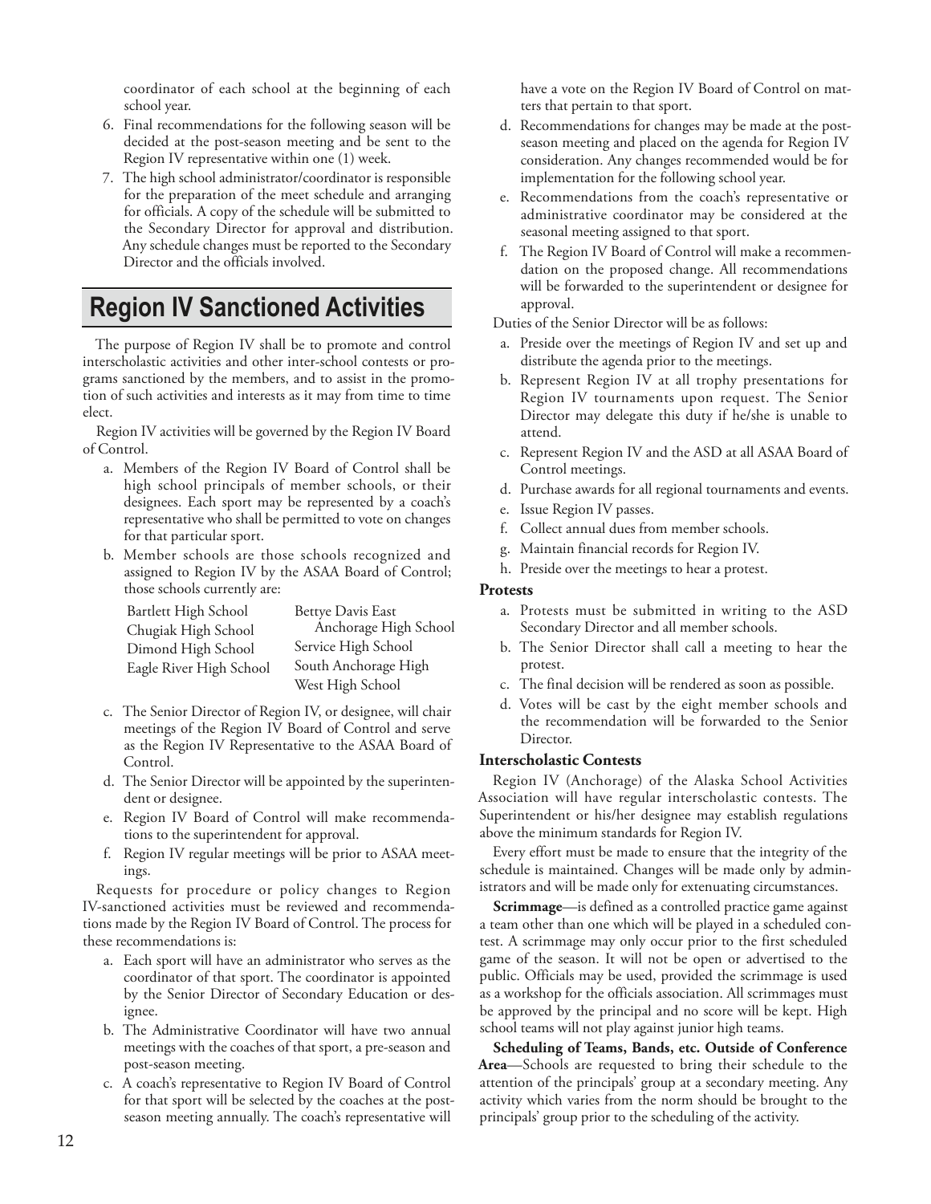coordinator of each school at the beginning of each school year.

6. Final recommendations for the following season will be decided at the post-season meeting and be sent to the Region IV representative within one (1) week.
7. The high school administrator/coordinator is responsible for the preparation of the meet schedule and arranging for officials. A copy of the schedule will be submitted to the Secondary Director for approval and distribution. Any schedule changes must be reported to the Secondary Director and the officials involved.

# Region IV Sanctioned Activities

The purpose of Region IV shall be to promote and control interscholastic activities and other inter-school contests or programs sanctioned by the members, and to assist in the promotion of such activities and interests as it may from time to time elect.

Region IV activities will be governed by the Region IV Board of Control.

a. Members of the Region IV Board of Control shall be high school principals of member schools, or their designees. Each sport may be represented by a coach's representative who shall be permitted to vote on changes for that particular sport.
b. Member schools are those schools recognized and assigned to Region IV by the ASAA Board of Control; those schools currently are:

| | |
|---|---|
| Bartlett High School | Bettye Davis East Anchorage High School |
| Chugiak High School | Service High School |
| Dimond High School | South Anchorage High |
| Eagle River High School | West High School |

c. The Senior Director of Region IV, or designee, will chair meetings of the Region IV Board of Control and serve as the Region IV Representative to the ASAA Board of Control.
d. The Senior Director will be appointed by the superintendent or designee.
e. Region IV Board of Control will make recommendations to the superintendent for approval.
f. Region IV regular meetings will be prior to ASAA meetings.

Requests for procedure or policy changes to Region IV-sanctioned activities must be reviewed and recommendations made by the Region IV Board of Control. The process for these recommendations is:

a. Each sport will have an administrator who serves as the coordinator of that sport. The coordinator is appointed by the Senior Director of Secondary Education or designee.
b. The Administrative Coordinator will have two annual meetings with the coaches of that sport, a pre-season and post-season meeting.
c. A coach's representative to Region IV Board of Control for that sport will be selected by the coaches at the post-season meeting annually. The coach's representative will have a vote on the Region IV Board of Control on matters that pertain to that sport.
d. Recommendations for changes may be made at the post-season meeting and placed on the agenda for Region IV consideration. Any changes recommended would be for implementation for the following school year.
e. Recommendations from the coach's representative or administrative coordinator may be considered at the seasonal meeting assigned to that sport.
f. The Region IV Board of Control will make a recommendation on the proposed change. All recommendations will be forwarded to the superintendent or designee for approval.

Duties of the Senior Director will be as follows:

a. Preside over the meetings of Region IV and set up and distribute the agenda prior to the meetings.
b. Represent Region IV at all trophy presentations for Region IV tournaments upon request. The Senior Director may delegate this duty if he/she is unable to attend.
c. Represent Region IV and the ASD at all ASAA Board of Control meetings.
d. Purchase awards for all regional tournaments and events.
e. Issue Region IV passes.
f. Collect annual dues from member schools.
g. Maintain financial records for Region IV.
h. Preside over the meetings to hear a protest.

### Protests

a. Protests must be submitted in writing to the ASD Secondary Director and all member schools.
b. The Senior Director shall call a meeting to hear the protest.
c. The final decision will be rendered as soon as possible.
d. Votes will be cast by the eight member schools and the recommendation will be forwarded to the Senior Director.

### Interscholastic Contests

Region IV (Anchorage) of the Alaska School Activities Association will have regular interscholastic contests. The Superintendent or his/her designee may establish regulations above the minimum standards for Region IV.

Every effort must be made to ensure that the integrity of the schedule is maintained. Changes will be made only by administrators and will be made only for extenuating circumstances.

**Scrimmage**—is defined as a controlled practice game against a team other than one which will be played in a scheduled contest. A scrimmage may only occur prior to the first scheduled game of the season. It will not be open or advertised to the public. Officials may be used, provided the scrimmage is used as a workshop for the officials association. All scrimmages must be approved by the principal and no score will be kept. High school teams will not play against junior high teams.

**Scheduling of Teams, Bands, etc. Outside of Conference Area**—Schools are requested to bring their schedule to the attention of the principals' group at a secondary meeting. Any activity which varies from the norm should be brought to the principals' group prior to the scheduling of the activity.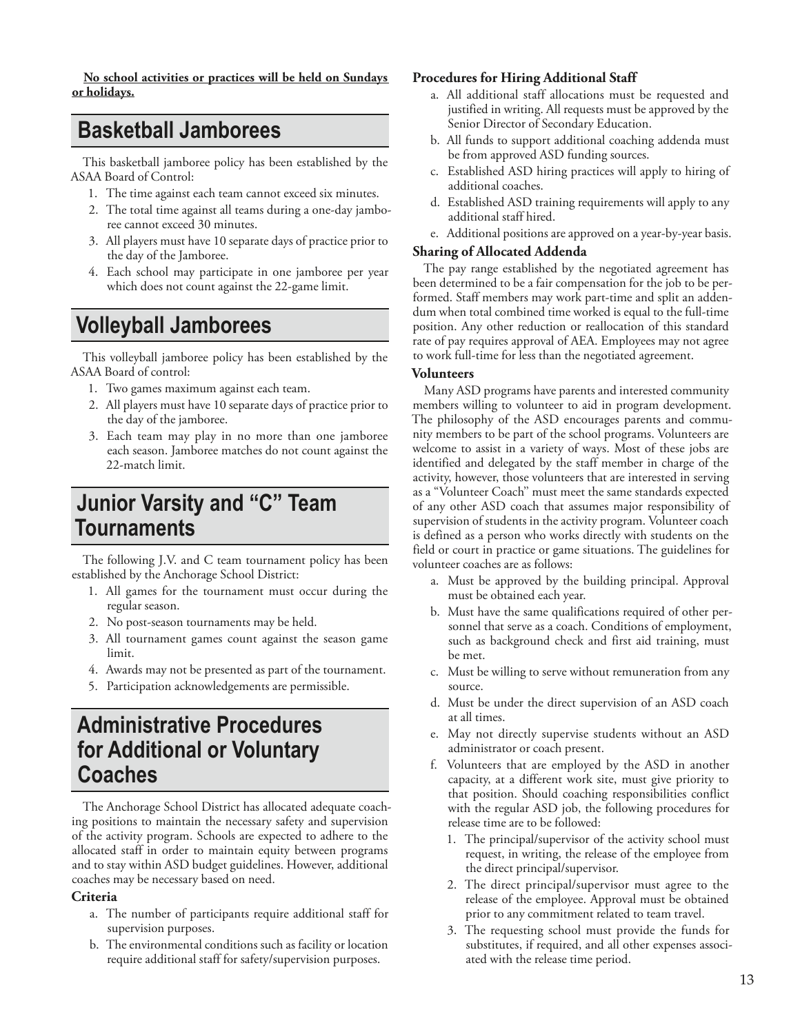**No school activities or practices will be held on Sundays or holidays.**

## Basketball Jamborees

This basketball jamboree policy has been established by the ASAA Board of Control:

1. The time against each team cannot exceed six minutes.
2. The total time against all teams during a one-day jamboree cannot exceed 30 minutes.
3. All players must have 10 separate days of practice prior to the day of the Jamboree.
4. Each school may participate in one jamboree per year which does not count against the 22-game limit.

## Volleyball Jamborees

This volleyball jamboree policy has been established by the ASAA Board of control:

1. Two games maximum against each team.
2. All players must have 10 separate days of practice prior to the day of the jamboree.
3. Each team may play in no more than one jamboree each season. Jamboree matches do not count against the 22-match limit.

## Junior Varsity and "C" Team Tournaments

The following J.V. and C team tournament policy has been established by the Anchorage School District:

1. All games for the tournament must occur during the regular season.
2. No post-season tournaments may be held.
3. All tournament games count against the season game limit.
4. Awards may not be presented as part of the tournament.
5. Participation acknowledgements are permissible.

## Administrative Procedures for Additional or Voluntary Coaches

The Anchorage School District has allocated adequate coaching positions to maintain the necessary safety and supervision of the activity program. Schools are expected to adhere to the allocated staff in order to maintain equity between programs and to stay within ASD budget guidelines. However, additional coaches may be necessary based on need.

### Criteria

a. The number of participants require additional staff for supervision purposes.
b. The environmental conditions such as facility or location require additional staff for safety/supervision purposes.

### Procedures for Hiring Additional Staff

a. All additional staff allocations must be requested and justified in writing. All requests must be approved by the Senior Director of Secondary Education.
b. All funds to support additional coaching addenda must be from approved ASD funding sources.
c. Established ASD hiring practices will apply to hiring of additional coaches.
d. Established ASD training requirements will apply to any additional staff hired.
e. Additional positions are approved on a year-by-year basis.

### Sharing of Allocated Addenda

The pay range established by the negotiated agreement has been determined to be a fair compensation for the job to be performed. Staff members may work part-time and split an addendum when total combined time worked is equal to the full-time position. Any other reduction or reallocation of this standard rate of pay requires approval of AEA. Employees may not agree to work full-time for less than the negotiated agreement.

### Volunteers

Many ASD programs have parents and interested community members willing to volunteer to aid in program development. The philosophy of the ASD encourages parents and community members to be part of the school programs. Volunteers are welcome to assist in a variety of ways. Most of these jobs are identified and delegated by the staff member in charge of the activity, however, those volunteers that are interested in serving as a "Volunteer Coach" must meet the same standards expected of any other ASD coach that assumes major responsibility of supervision of students in the activity program. Volunteer coach is defined as a person who works directly with students on the field or court in practice or game situations. The guidelines for volunteer coaches are as follows:

a. Must be approved by the building principal. Approval must be obtained each year.
b. Must have the same qualifications required of other personnel that serve as a coach. Conditions of employment, such as background check and first aid training, must be met.
c. Must be willing to serve without remuneration from any source.
d. Must be under the direct supervision of an ASD coach at all times.
e. May not directly supervise students without an ASD administrator or coach present.
f. Volunteers that are employed by the ASD in another capacity, at a different work site, must give priority to that position. Should coaching responsibilities conflict with the regular ASD job, the following procedures for release time are to be followed:
   1. The principal/supervisor of the activity school must request, in writing, the release of the employee from the direct principal/supervisor.
   2. The direct principal/supervisor must agree to the release of the employee. Approval must be obtained prior to any commitment related to team travel.
   3. The requesting school must provide the funds for substitutes, if required, and all other expenses associated with the release time period.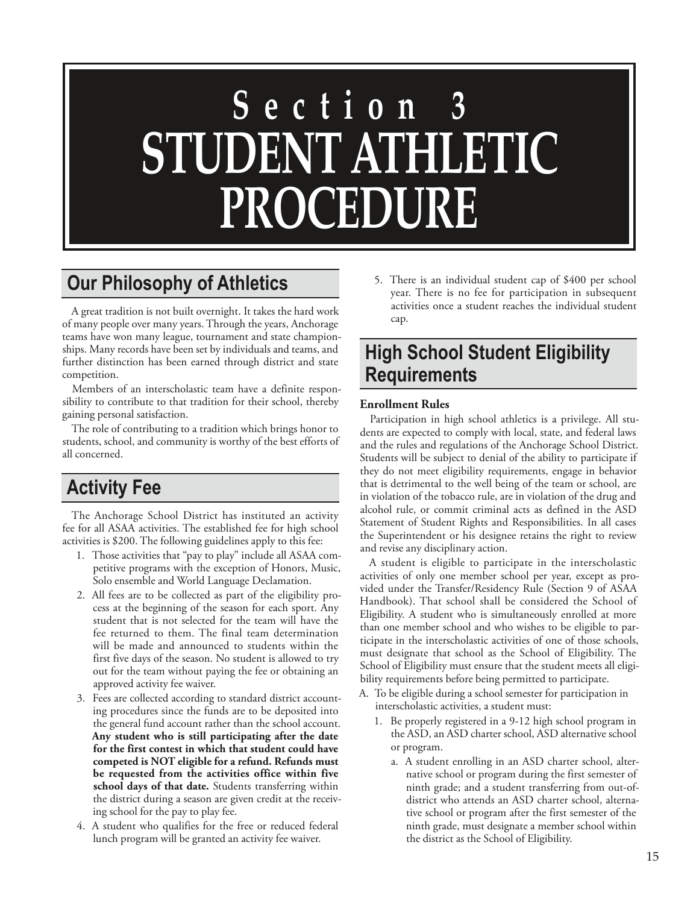# Section 3
# STUDENT ATHLETIC PROCEDURE

## Our Philosophy of Athletics

A great tradition is not built overnight. It takes the hard work of many people over many years. Through the years, Anchorage teams have won many league, tournament and state championships. Many records have been set by individuals and teams, and further distinction has been earned through district and state competition.

Members of an interscholastic team have a definite responsibility to contribute to that tradition for their school, thereby gaining personal satisfaction.

The role of contributing to a tradition which brings honor to students, school, and community is worthy of the best efforts of all concerned.

## Activity Fee

The Anchorage School District has instituted an activity fee for all ASAA activities. The established fee for high school activities is $200. The following guidelines apply to this fee:

1. Those activities that "pay to play" include all ASAA competitive programs with the exception of Honors, Music, Solo ensemble and World Language Declamation.
2. All fees are to be collected as part of the eligibility process at the beginning of the season for each sport. Any student that is not selected for the team will have the fee returned to them. The final team determination will be made and announced to students within the first five days of the season. No student is allowed to try out for the team without paying the fee or obtaining an approved activity fee waiver.
3. Fees are collected according to standard district accounting procedures since the funds are to be deposited into the general fund account rather than the school account. **Any student who is still participating after the date for the first contest in which that student could have competed is NOT eligible for a refund. Refunds must be requested from the activities office within five school days of that date.** Students transferring within the district during a season are given credit at the receiving school for the pay to play fee.
4. A student who qualifies for the free or reduced federal lunch program will be granted an activity fee waiver.
5. There is an individual student cap of $400 per school year. There is no fee for participation in subsequent activities once a student reaches the individual student cap.

## High School Student Eligibility Requirements

**Enrollment Rules**

Participation in high school athletics is a privilege. All students are expected to comply with local, state, and federal laws and the rules and regulations of the Anchorage School District. Students will be subject to denial of the ability to participate if they do not meet eligibility requirements, engage in behavior that is detrimental to the well being of the team or school, are in violation of the tobacco rule, are in violation of the drug and alcohol rule, or commit criminal acts as defined in the ASD Statement of Student Rights and Responsibilities. In all cases the Superintendent or his designee retains the right to review and revise any disciplinary action.

A student is eligible to participate in the interscholastic activities of only one member school per year, except as provided under the Transfer/Residency Rule (Section 9 of ASAA Handbook). That school shall be considered the School of Eligibility. A student who is simultaneously enrolled at more than one member school and who wishes to be eligible to participate in the interscholastic activities of one of those schools, must designate that school as the School of Eligibility. The School of Eligibility must ensure that the student meets all eligibility requirements before being permitted to participate.

A. To be eligible during a school semester for participation in interscholastic activities, a student must:
   1. Be properly registered in a 9-12 high school program in the ASD, an ASD charter school, ASD alternative school or program.
      a. A student enrolling in an ASD charter school, alternative school or program during the first semester of ninth grade; and a student transferring from out-of-district who attends an ASD charter school, alternative school or program after the first semester of the ninth grade, must designate a member school within the district as the School of Eligibility.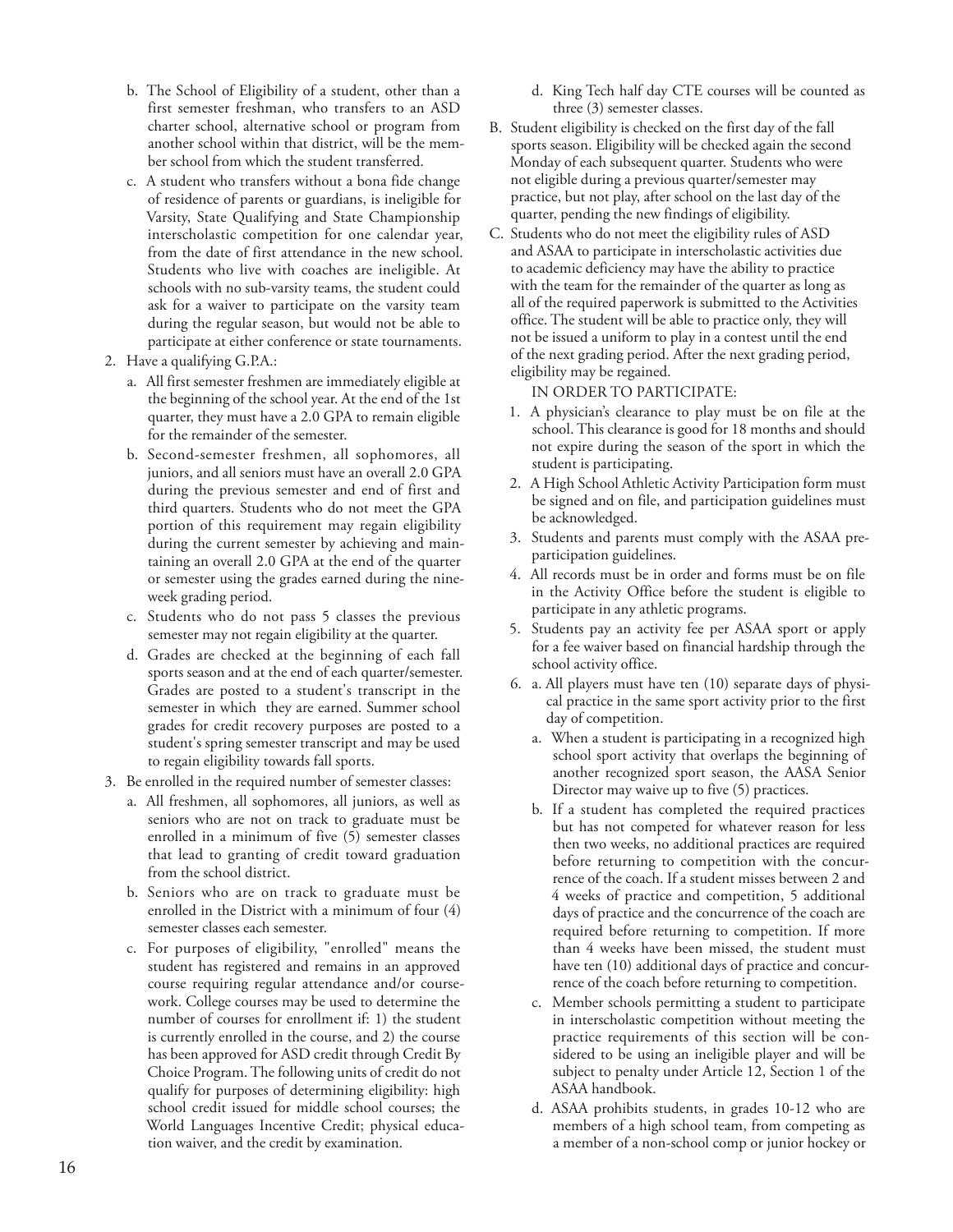b. The School of Eligibility of a student, other than a first semester freshman, who transfers to an ASD charter school, alternative school or program from another school within that district, will be the member school from which the student transferred.

c. A student who transfers without a bona fide change of residence of parents or guardians, is ineligible for Varsity, State Qualifying and State Championship interscholastic competition for one calendar year, from the date of first attendance in the new school. Students who live with coaches are ineligible. At schools with no sub-varsity teams, the student could ask for a waiver to participate on the varsity team during the regular season, but would not be able to participate at either conference or state tournaments.

2. Have a qualifying G.P.A.:

   a. All first semester freshmen are immediately eligible at the beginning of the school year. At the end of the 1st quarter, they must have a 2.0 GPA to remain eligible for the remainder of the semester.

   b. Second-semester freshmen, all sophomores, all juniors, and all seniors must have an overall 2.0 GPA during the previous semester and end of first and third quarters. Students who do not meet the GPA portion of this requirement may regain eligibility during the current semester by achieving and maintaining an overall 2.0 GPA at the end of the quarter or semester using the grades earned during the nine-week grading period.

   c. Students who do not pass 5 classes the previous semester may not regain eligibility at the quarter.

   d. Grades are checked at the beginning of each fall sports season and at the end of each quarter/semester. Grades are posted to a student's transcript in the semester in which they are earned. Summer school grades for credit recovery purposes are posted to a student's spring semester transcript and may be used to regain eligibility towards fall sports.

3. Be enrolled in the required number of semester classes:

   a. All freshmen, all sophomores, all juniors, as well as seniors who are not on track to graduate must be enrolled in a minimum of five (5) semester classes that lead to granting of credit toward graduation from the school district.

   b. Seniors who are on track to graduate must be enrolled in the District with a minimum of four (4) semester classes each semester.

   c. For purposes of eligibility, "enrolled" means the student has registered and remains in an approved course requiring regular attendance and/or coursework. College courses may be used to determine the number of courses for enrollment if: 1) the student is currently enrolled in the course, and 2) the course has been approved for ASD credit through Credit By Choice Program. The following units of credit do not qualify for purposes of determining eligibility: high school credit issued for middle school courses; the World Languages Incentive Credit; physical education waiver, and the credit by examination.

   d. King Tech half day CTE courses will be counted as three (3) semester classes.

B. Student eligibility is checked on the first day of the fall sports season. Eligibility will be checked again the second Monday of each subsequent quarter. Students who were not eligible during a previous quarter/semester may practice, but not play, after school on the last day of the quarter, pending the new findings of eligibility.

C. Students who do not meet the eligibility rules of ASD and ASAA to participate in interscholastic activities due to academic deficiency may have the ability to practice with the team for the remainder of the quarter as long as all of the required paperwork is submitted to the Activities office. The student will be able to practice only, they will not be issued a uniform to play in a contest until the end of the next grading period. After the next grading period, eligibility may be regained.

IN ORDER TO PARTICIPATE:

1. A physician's clearance to play must be on file at the school. This clearance is good for 18 months and should not expire during the season of the sport in which the student is participating.
2. A High School Athletic Activity Participation form must be signed and on file, and participation guidelines must be acknowledged.
3. Students and parents must comply with the ASAA pre-participation guidelines.
4. All records must be in order and forms must be on file in the Activity Office before the student is eligible to participate in any athletic programs.
5. Students pay an activity fee per ASAA sport or apply for a fee waiver based on financial hardship through the school activity office.
6. a. All players must have ten (10) separate days of physical practice in the same sport activity prior to the first day of competition.

   a. When a student is participating in a recognized high school sport activity that overlaps the beginning of another recognized sport season, the AASA Senior Director may waive up to five (5) practices.

   b. If a student has completed the required practices but has not competed for whatever reason for less then two weeks, no additional practices are required before returning to competition with the concurrence of the coach. If a student misses between 2 and 4 weeks of practice and competition, 5 additional days of practice and the concurrence of the coach are required before returning to competition. If more than 4 weeks have been missed, the student must have ten (10) additional days of practice and concurrence of the coach before returning to competition.

   c. Member schools permitting a student to participate in interscholastic competition without meeting the practice requirements of this section will be considered to be using an ineligible player and will be subject to penalty under Article 12, Section 1 of the ASAA handbook.

   d. ASAA prohibits students, in grades 10-12 who are members of a high school team, from competing as a member of a non-school comp or junior hockey or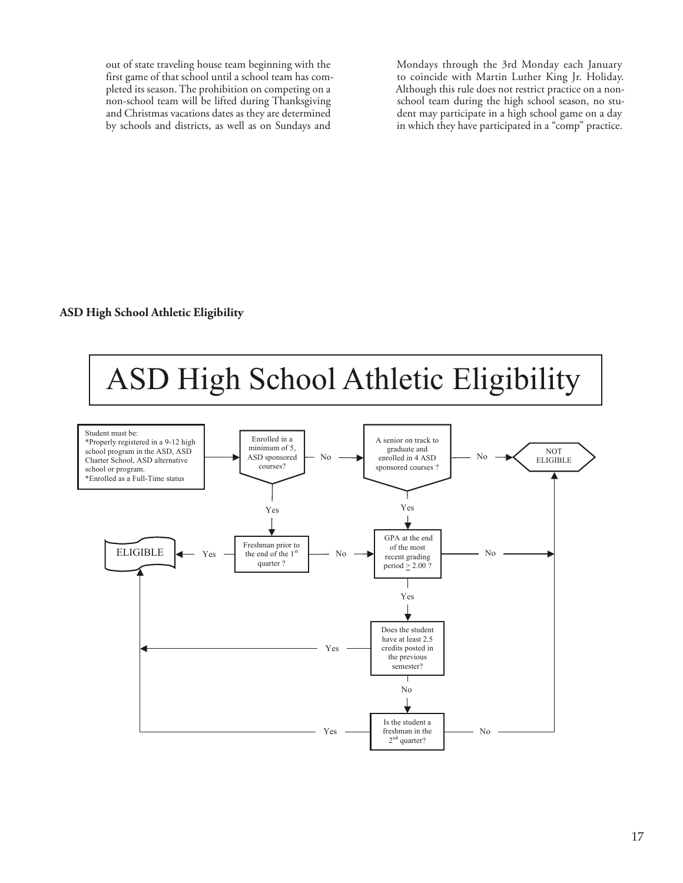out of state traveling house team beginning with the first game of that school until a school team has completed its season. The prohibition on competing on a non-school team will be lifted during Thanksgiving and Christmas vacations dates as they are determined by schools and districts, as well as on Sundays and Mondays through the 3rd Monday each January to coincide with Martin Luther King Jr. Holiday. Although this rule does not restrict practice on a non-school team during the high school season, no student may participate in a high school game on a day in which they have participated in a "comp" practice.

**ASD High School Athletic Eligibility**

# ASD High School Athletic Eligibility

Student must be:
*Properly registered in a 9-12 high school program in the ASD, ASD Charter School, ASD alternative school or program.
*Enrolled as a Full-Time status

Enrolled in a minimum of 5, ASD sponsored courses?
- No → A senior on track to graduate and enrolled in 4 ASD sponsored courses ?
  - No → NOT ELIGIBLE
  - Yes → GPA at the end of the most recent grading period ≥ 2.00 ?
- Yes → Freshman prior to the end of the 1st quarter ?
  - Yes → ELIGIBLE
  - No → GPA at the end of the most recent grading period ≥ 2.00 ?

GPA at the end of the most recent grading period ≥ 2.00 ?
- No → NOT ELIGIBLE
- Yes → Does the student have at least 2.5 credits posted in the previous semester?
  - Yes → ELIGIBLE
  - No → Is the student a freshman in the 2nd quarter?
    - Yes → ELIGIBLE
    - No → NOT ELIGIBLE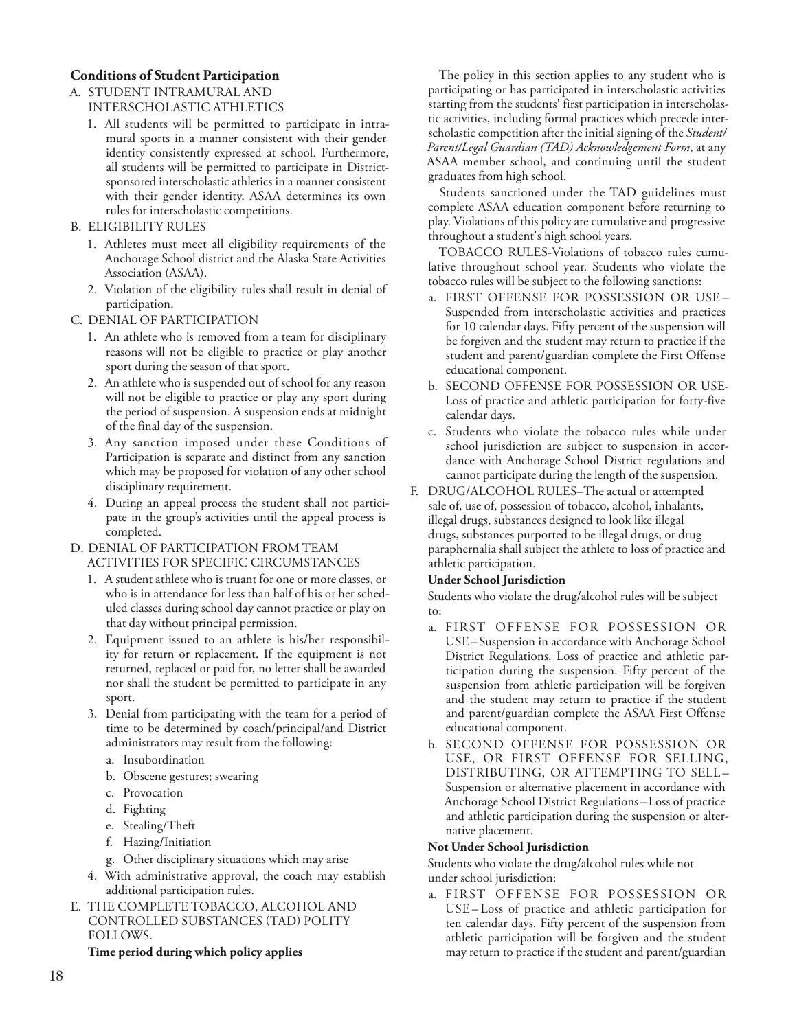**Conditions of Student Participation**

A. STUDENT INTRAMURAL AND INTERSCHOLASTIC ATHLETICS

1. All students will be permitted to participate in intramural sports in a manner consistent with their gender identity consistently expressed at school. Furthermore, all students will be permitted to participate in District-sponsored interscholastic athletics in a manner consistent with their gender identity. ASAA determines its own rules for interscholastic competitions.

B. ELIGIBILITY RULES

1. Athletes must meet all eligibility requirements of the Anchorage School district and the Alaska State Activities Association (ASAA).
2. Violation of the eligibility rules shall result in denial of participation.

C. DENIAL OF PARTICIPATION

1. An athlete who is removed from a team for disciplinary reasons will not be eligible to practice or play another sport during the season of that sport.
2. An athlete who is suspended out of school for any reason will not be eligible to practice or play any sport during the period of suspension. A suspension ends at midnight of the final day of the suspension.
3. Any sanction imposed under these Conditions of Participation is separate and distinct from any sanction which may be proposed for violation of any other school disciplinary requirement.
4. During an appeal process the student shall not participate in the group's activities until the appeal process is completed.

D. DENIAL OF PARTICIPATION FROM TEAM ACTIVITIES FOR SPECIFIC CIRCUMSTANCES

1. A student athlete who is truant for one or more classes, or who is in attendance for less than half of his or her scheduled classes during school day cannot practice or play on that day without principal permission.
2. Equipment issued to an athlete is his/her responsibility for return or replacement. If the equipment is not returned, replaced or paid for, no letter shall be awarded nor shall the student be permitted to participate in any sport.
3. Denial from participating with the team for a period of time to be determined by coach/principal/and District administrators may result from the following:
   a. Insubordination
   b. Obscene gestures; swearing
   c. Provocation
   d. Fighting
   e. Stealing/Theft
   f. Hazing/Initiation
   g. Other disciplinary situations which may arise
4. With administrative approval, the coach may establish additional participation rules.

E. THE COMPLETE TOBACCO, ALCOHOL AND CONTROLLED SUBSTANCES (TAD) POLITY FOLLOWS.

**Time period during which policy applies**

The policy in this section applies to any student who is participating or has participated in interscholastic activities starting from the students' first participation in interscholastic activities, including formal practices which precede interscholastic competition after the initial signing of the *Student/Parent/Legal Guardian (TAD) Acknowledgement Form*, at any ASAA member school, and continuing until the student graduates from high school.

Students sanctioned under the TAD guidelines must complete ASAA education component before returning to play. Violations of this policy are cumulative and progressive throughout a student's high school years.

TOBACCO RULES-Violations of tobacco rules cumulative throughout school year. Students who violate the tobacco rules will be subject to the following sanctions:

a. FIRST OFFENSE FOR POSSESSION OR USE – Suspended from interscholastic activities and practices for 10 calendar days. Fifty percent of the suspension will be forgiven and the student may return to practice if the student and parent/guardian complete the First Offense educational component.
b. SECOND OFFENSE FOR POSSESSION OR USE- Loss of practice and athletic participation for forty-five calendar days.
c. Students who violate the tobacco rules while under school jurisdiction are subject to suspension in accordance with Anchorage School District regulations and cannot participate during the length of the suspension.

F. DRUG/ALCOHOL RULES–The actual or attempted sale of, use of, possession of tobacco, alcohol, inhalants, illegal drugs, substances designed to look like illegal drugs, substances purported to be illegal drugs, or drug paraphernalia shall subject the athlete to loss of practice and athletic participation.

**Under School Jurisdiction**

Students who violate the drug/alcohol rules will be subject to:

a. FIRST OFFENSE FOR POSSESSION OR USE – Suspension in accordance with Anchorage School District Regulations. Loss of practice and athletic participation during the suspension. Fifty percent of the suspension from athletic participation will be forgiven and the student may return to practice if the student and parent/guardian complete the ASAA First Offense educational component.
b. SECOND OFFENSE FOR POSSESSION OR USE, OR FIRST OFFENSE FOR SELLING, DISTRIBUTING, OR ATTEMPTING TO SELL – Suspension or alternative placement in accordance with Anchorage School District Regulations – Loss of practice and athletic participation during the suspension or alternative placement.

**Not Under School Jurisdiction**

Students who violate the drug/alcohol rules while not under school jurisdiction:

a. FIRST OFFENSE FOR POSSESSION OR USE – Loss of practice and athletic participation for ten calendar days. Fifty percent of the suspension from athletic participation will be forgiven and the student may return to practice if the student and parent/guardian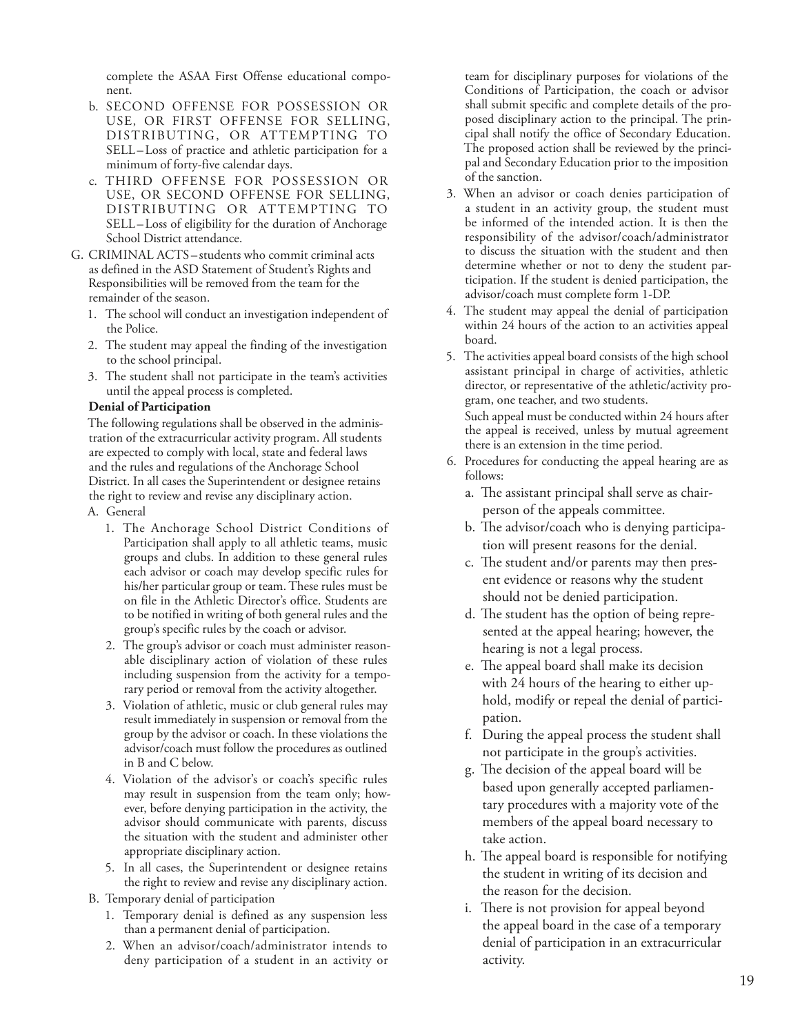complete the ASAA First Offense educational component.

b. SECOND OFFENSE FOR POSSESSION OR USE, OR FIRST OFFENSE FOR SELLING, DISTRIBUTING, OR ATTEMPTING TO SELL – Loss of practice and athletic participation for a minimum of forty-five calendar days.

c. THIRD OFFENSE FOR POSSESSION OR USE, OR SECOND OFFENSE FOR SELLING, DISTRIBUTING OR ATTEMPTING TO SELL – Loss of eligibility for the duration of Anchorage School District attendance.

G. CRIMINAL ACTS – students who commit criminal acts as defined in the ASD Statement of Student's Rights and Responsibilities will be removed from the team for the remainder of the season.

1. The school will conduct an investigation independent of the Police.
2. The student may appeal the finding of the investigation to the school principal.
3. The student shall not participate in the team's activities until the appeal process is completed.

**Denial of Participation**

The following regulations shall be observed in the administration of the extracurricular activity program. All students are expected to comply with local, state and federal laws and the rules and regulations of the Anchorage School District. In all cases the Superintendent or designee retains the right to review and revise any disciplinary action.

A. General

1. The Anchorage School District Conditions of Participation shall apply to all athletic teams, music groups and clubs. In addition to these general rules each advisor or coach may develop specific rules for his/her particular group or team. These rules must be on file in the Athletic Director's office. Students are to be notified in writing of both general rules and the group's specific rules by the coach or advisor.
2. The group's advisor or coach must administer reasonable disciplinary action of violation of these rules including suspension from the activity for a temporary period or removal from the activity altogether.
3. Violation of athletic, music or club general rules may result immediately in suspension or removal from the group by the advisor or coach. In these violations the advisor/coach must follow the procedures as outlined in B and C below.
4. Violation of the advisor's or coach's specific rules may result in suspension from the team only; however, before denying participation in the activity, the advisor should communicate with parents, discuss the situation with the student and administer other appropriate disciplinary action.
5. In all cases, the Superintendent or designee retains the right to review and revise any disciplinary action.

B. Temporary denial of participation

1. Temporary denial is defined as any suspension less than a permanent denial of participation.
2. When an advisor/coach/administrator intends to deny participation of a student in an activity or team for disciplinary purposes for violations of the Conditions of Participation, the coach or advisor shall submit specific and complete details of the proposed disciplinary action to the principal. The principal shall notify the office of Secondary Education. The proposed action shall be reviewed by the principal and Secondary Education prior to the imposition of the sanction.
3. When an advisor or coach denies participation of a student in an activity group, the student must be informed of the intended action. It is then the responsibility of the advisor/coach/administrator to discuss the situation with the student and then determine whether or not to deny the student participation. If the student is denied participation, the advisor/coach must complete form 1-DP.
4. The student may appeal the denial of participation within 24 hours of the action to an activities appeal board.
5. The activities appeal board consists of the high school assistant principal in charge of activities, athletic director, or representative of the athletic/activity program, one teacher, and two students.

   Such appeal must be conducted within 24 hours after the appeal is received, unless by mutual agreement there is an extension in the time period.

6. Procedures for conducting the appeal hearing are as follows:
   a. The assistant principal shall serve as chairperson of the appeals committee.
   b. The advisor/coach who is denying participation will present reasons for the denial.
   c. The student and/or parents may then present evidence or reasons why the student should not be denied participation.
   d. The student has the option of being represented at the appeal hearing; however, the hearing is not a legal process.
   e. The appeal board shall make its decision with 24 hours of the hearing to either uphold, modify or repeal the denial of participation.
   f. During the appeal process the student shall not participate in the group's activities.
   g. The decision of the appeal board will be based upon generally accepted parliamentary procedures with a majority vote of the members of the appeal board necessary to take action.
   h. The appeal board is responsible for notifying the student in writing of its decision and the reason for the decision.
   i. There is not provision for appeal beyond the appeal board in the case of a temporary denial of participation in an extracurricular activity.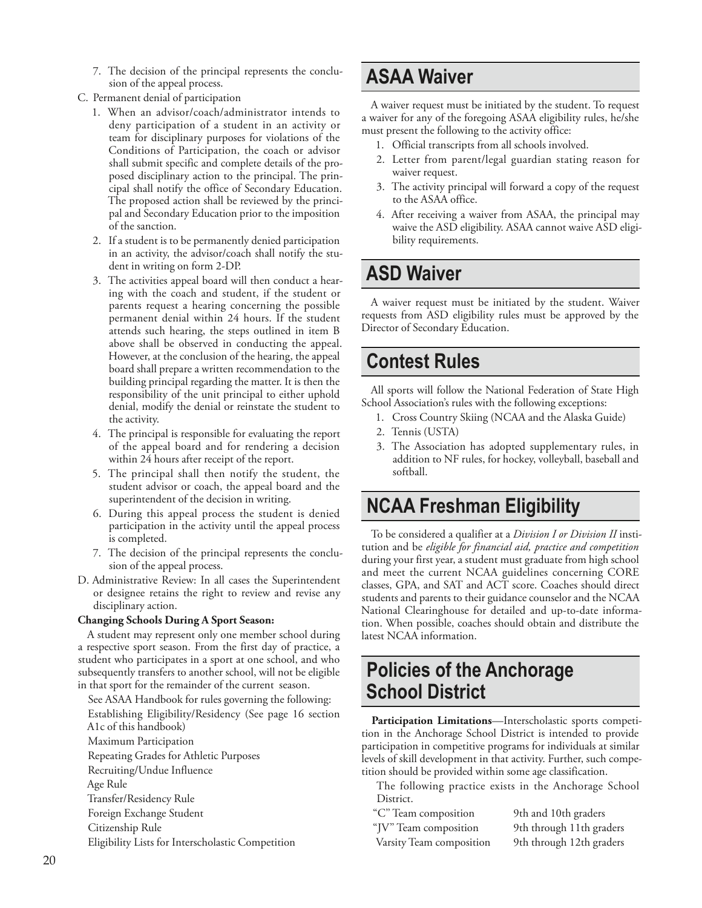7. The decision of the principal represents the conclusion of the appeal process.

C. Permanent denial of participation

1. When an advisor/coach/administrator intends to deny participation of a student in an activity or team for disciplinary purposes for violations of the Conditions of Participation, the coach or advisor shall submit specific and complete details of the proposed disciplinary action to the principal. The principal shall notify the office of Secondary Education. The proposed action shall be reviewed by the principal and Secondary Education prior to the imposition of the sanction.
2. If a student is to be permanently denied participation in an activity, the advisor/coach shall notify the student in writing on form 2-DP.
3. The activities appeal board will then conduct a hearing with the coach and student, if the student or parents request a hearing concerning the possible permanent denial within 24 hours. If the student attends such hearing, the steps outlined in item B above shall be observed in conducting the appeal. However, at the conclusion of the hearing, the appeal board shall prepare a written recommendation to the building principal regarding the matter. It is then the responsibility of the unit principal to either uphold denial, modify the denial or reinstate the student to the activity.
4. The principal is responsible for evaluating the report of the appeal board and for rendering a decision within 24 hours after receipt of the report.
5. The principal shall then notify the student, the student advisor or coach, the appeal board and the superintendent of the decision in writing.
6. During this appeal process the student is denied participation in the activity until the appeal process is completed.
7. The decision of the principal represents the conclusion of the appeal process.

D. Administrative Review: In all cases the Superintendent or designee retains the right to review and revise any disciplinary action.

**Changing Schools During A Sport Season:**

A student may represent only one member school during a respective sport season. From the first day of practice, a student who participates in a sport at one school, and who subsequently transfers to another school, will not be eligible in that sport for the remainder of the current season.

See ASAA Handbook for rules governing the following:

Establishing Eligibility/Residency (See page 16 section A1c of this handbook)
Maximum Participation
Repeating Grades for Athletic Purposes
Recruiting/Undue Influence
Age Rule
Transfer/Residency Rule
Foreign Exchange Student
Citizenship Rule
Eligibility Lists for Interscholastic Competition

## ASAA Waiver

A waiver request must be initiated by the student. To request a waiver for any of the foregoing ASAA eligibility rules, he/she must present the following to the activity office:

1. Official transcripts from all schools involved.
2. Letter from parent/legal guardian stating reason for waiver request.
3. The activity principal will forward a copy of the request to the ASAA office.
4. After receiving a waiver from ASAA, the principal may waive the ASD eligibility. ASAA cannot waive ASD eligibility requirements.

## ASD Waiver

A waiver request must be initiated by the student. Waiver requests from ASD eligibility rules must be approved by the Director of Secondary Education.

## Contest Rules

All sports will follow the National Federation of State High School Association's rules with the following exceptions:

1. Cross Country Skiing (NCAA and the Alaska Guide)
2. Tennis (USTA)
3. The Association has adopted supplementary rules, in addition to NF rules, for hockey, volleyball, baseball and softball.

## NCAA Freshman Eligibility

To be considered a qualifier at a *Division I or Division II* institution and be *eligible for financial aid, practice and competition* during your first year, a student must graduate from high school and meet the current NCAA guidelines concerning CORE classes, GPA, and SAT and ACT score. Coaches should direct students and parents to their guidance counselor and the NCAA National Clearinghouse for detailed and up-to-date information. When possible, coaches should obtain and distribute the latest NCAA information.

## Policies of the Anchorage School District

**Participation Limitations**—Interscholastic sports competition in the Anchorage School District is intended to provide participation in competitive programs for individuals at similar levels of skill development in that activity. Further, such competition should be provided within some age classification.

The following practice exists in the Anchorage School District.

| | |
|---|---|
| "C" Team composition | 9th and 10th graders |
| "JV" Team composition | 9th through 11th graders |
| Varsity Team composition | 9th through 12th graders |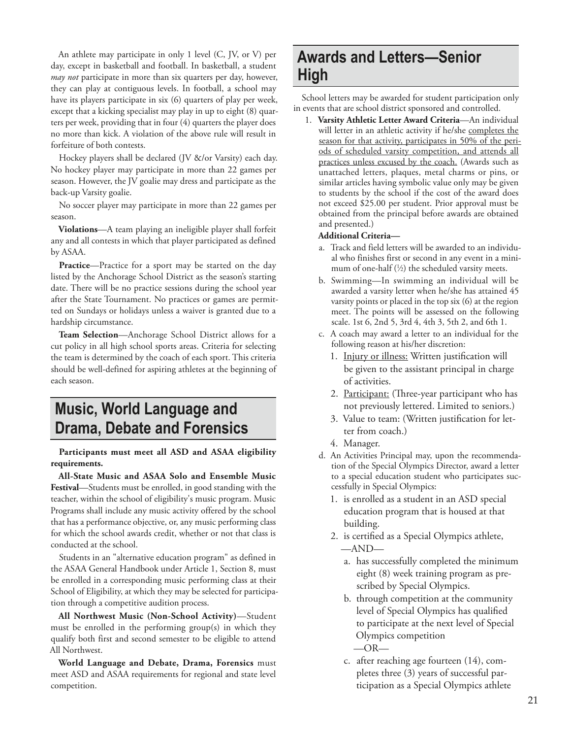An athlete may participate in only 1 level (C, JV, or V) per day, except in basketball and football. In basketball, a student *may not* participate in more than six quarters per day, however, they can play at contiguous levels. In football, a school may have its players participate in six (6) quarters of play per week, except that a kicking specialist may play in up to eight (8) quarters per week, providing that in four (4) quarters the player does no more than kick. A violation of the above rule will result in forfeiture of both contests.

Hockey players shall be declared (JV &/or Varsity) each day. No hockey player may participate in more than 22 games per season. However, the JV goalie may dress and participate as the back-up Varsity goalie.

No soccer player may participate in more than 22 games per season.

**Violations**—A team playing an ineligible player shall forfeit any and all contests in which that player participated as defined by ASAA.

**Practice**—Practice for a sport may be started on the day listed by the Anchorage School District as the season's starting date. There will be no practice sessions during the school year after the State Tournament. No practices or games are permitted on Sundays or holidays unless a waiver is granted due to a hardship circumstance.

**Team Selection**—Anchorage School District allows for a cut policy in all high school sports areas. Criteria for selecting the team is determined by the coach of each sport. This criteria should be well-defined for aspiring athletes at the beginning of each season.

## Music, World Language and Drama, Debate and Forensics

**Participants must meet all ASD and ASAA eligibility requirements.**

**All-State Music and ASAA Solo and Ensemble Music Festival**—Students must be enrolled, in good standing with the teacher, within the school of eligibility's music program. Music Programs shall include any music activity offered by the school that has a performance objective, or, any music performing class for which the school awards credit, whether or not that class is conducted at the school.

Students in an "alternative education program" as defined in the ASAA General Handbook under Article 1, Section 8, must be enrolled in a corresponding music performing class at their School of Eligibility, at which they may be selected for participation through a competitive audition process.

**All Northwest Music (Non-School Activity)**—Student must be enrolled in the performing group(s) in which they qualify both first and second semester to be eligible to attend All Northwest.

**World Language and Debate, Drama, Forensics** must meet ASD and ASAA requirements for regional and state level competition.

## Awards and Letters—Senior High

School letters may be awarded for student participation only in events that are school district sponsored and controlled.

1. **Varsity Athletic Letter Award Criteria**—An individual will letter in an athletic activity if he/she <u>completes the season for that activity, participates in 50% of the periods of scheduled varsity competition, and attends all practices unless excused by the coach.</u> (Awards such as unattached letters, plaques, metal charms or pins, or similar articles having symbolic value only may be given to students by the school if the cost of the award does not exceed $25.00 per student. Prior approval must be obtained from the principal before awards are obtained and presented.)

   **Additional Criteria—**

   a. Track and field letters will be awarded to an individual who finishes first or second in any event in a minimum of one-half (½) the scheduled varsity meets.
   b. Swimming—In swimming an individual will be awarded a varsity letter when he/she has attained 45 varsity points or placed in the top six (6) at the region meet. The points will be assessed on the following scale. 1st 6, 2nd 5, 3rd 4, 4th 3, 5th 2, and 6th 1.
   c. A coach may award a letter to an individual for the following reason at his/her discretion:
      1. <u>Injury or illness:</u> Written justification will be given to the assistant principal in charge of activities.
      2. <u>Participant:</u> (Three-year participant who has not previously lettered. Limited to seniors.)
      3. Value to team: (Written justification for letter from coach.)
      4. Manager.
   d. An Activities Principal may, upon the recommendation of the Special Olympics Director, award a letter to a special education student who participates successfully in Special Olympics:
      1. is enrolled as a student in an ASD special education program that is housed at that building.
      2. is certified as a Special Olympics athlete,

         —AND—

         a. has successfully completed the minimum eight (8) week training program as prescribed by Special Olympics.
         b. through competition at the community level of Special Olympics has qualified to participate at the next level of Special Olympics competition

            —OR—

         c. after reaching age fourteen (14), completes three (3) years of successful participation as a Special Olympics athlete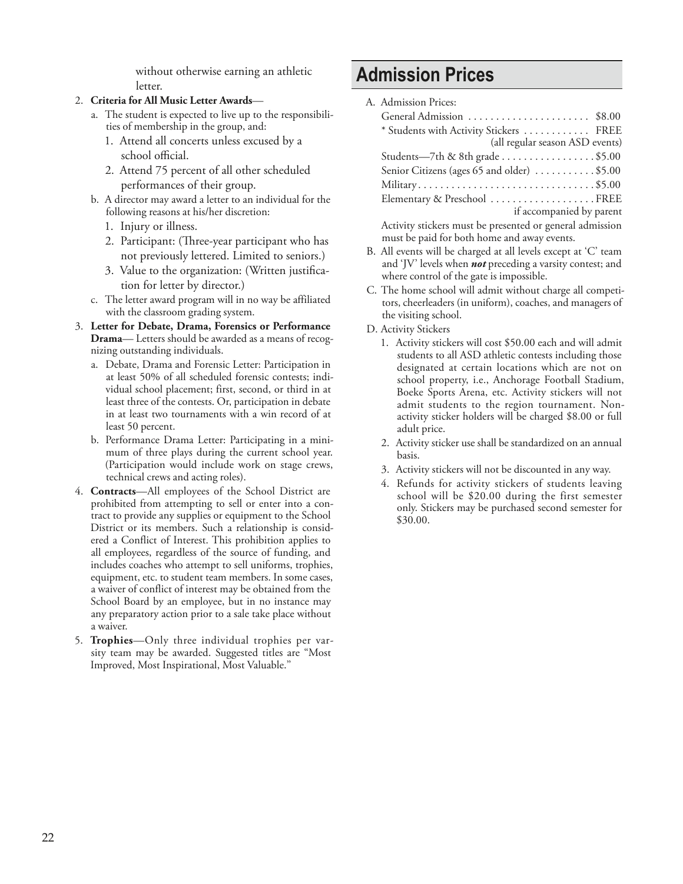without otherwise earning an athletic letter.

2. **Criteria for All Music Letter Awards**—
   a. The student is expected to live up to the responsibilities of membership in the group, and:
      1. Attend all concerts unless excused by a school official.
      2. Attend 75 percent of all other scheduled performances of their group.
   b. A director may award a letter to an individual for the following reasons at his/her discretion:
      1. Injury or illness.
      2. Participant: (Three-year participant who has not previously lettered. Limited to seniors.)
      3. Value to the organization: (Written justification for letter by director.)
   c. The letter award program will in no way be affiliated with the classroom grading system.
3. **Letter for Debate, Drama, Forensics or Performance Drama**— Letters should be awarded as a means of recognizing outstanding individuals.
   a. Debate, Drama and Forensic Letter: Participation in at least 50% of all scheduled forensic contests; individual school placement; first, second, or third in at least three of the contests. Or, participation in debate in at least two tournaments with a win record of at least 50 percent.
   b. Performance Drama Letter: Participating in a minimum of three plays during the current school year. (Participation would include work on stage crews, technical crews and acting roles).
4. **Contracts**—All employees of the School District are prohibited from attempting to sell or enter into a contract to provide any supplies or equipment to the School District or its members. Such a relationship is considered a Conflict of Interest. This prohibition applies to all employees, regardless of the source of funding, and includes coaches who attempt to sell uniforms, trophies, equipment, etc. to student team members. In some cases, a waiver of conflict of interest may be obtained from the School Board by an employee, but in no instance may any preparatory action prior to a sale take place without a waiver.
5. **Trophies**—Only three individual trophies per varsity team may be awarded. Suggested titles are "Most Improved, Most Inspirational, Most Valuable."

# Admission Prices

A. Admission Prices:

| | |
|---|---|
| General Admission | $8.00 |
| * Students with Activity Stickers | FREE (all regular season ASD events) |
| Students—7th & 8th grade | $5.00 |
| Senior Citizens (ages 65 and older) | $5.00 |
| Military | $5.00 |
| Elementary & Preschool | FREE if accompanied by parent |

Activity stickers must be presented or general admission must be paid for both home and away events.

B. All events will be charged at all levels except at 'C' team and 'JV' levels when ***not*** preceding a varsity contest; and where control of the gate is impossible.

C. The home school will admit without charge all competitors, cheerleaders (in uniform), coaches, and managers of the visiting school.

D. Activity Stickers
   1. Activity stickers will cost $50.00 each and will admit students to all ASD athletic contests including those designated at certain locations which are not on school property, i.e., Anchorage Football Stadium, Boeke Sports Arena, etc. Activity stickers will not admit students to the region tournament. Non-activity sticker holders will be charged $8.00 or full adult price.
   2. Activity sticker use shall be standardized on an annual basis.
   3. Activity stickers will not be discounted in any way.
   4. Refunds for activity stickers of students leaving school will be $20.00 during the first semester only. Stickers may be purchased second semester for $30.00.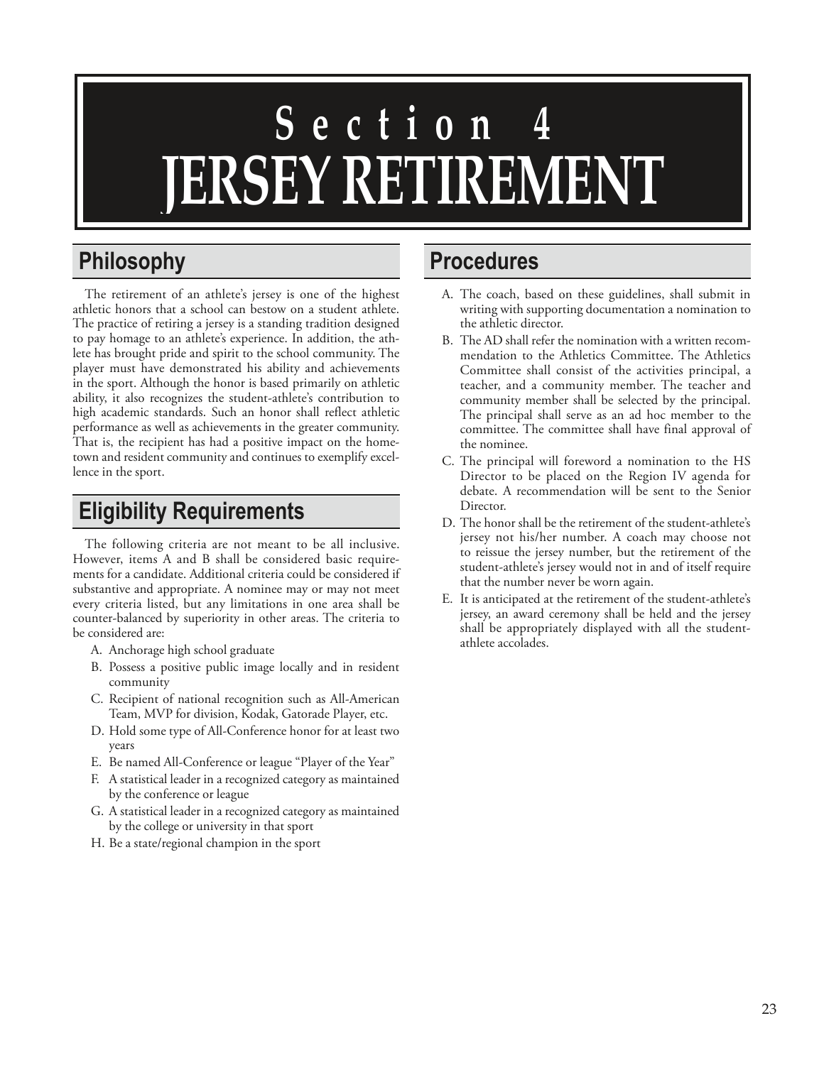# Section 4
# JERSEY RETIREMENT

## Philosophy

The retirement of an athlete's jersey is one of the highest athletic honors that a school can bestow on a student athlete. The practice of retiring a jersey is a standing tradition designed to pay homage to an athlete's experience. In addition, the athlete has brought pride and spirit to the school community. The player must have demonstrated his ability and achievements in the sport. Although the honor is based primarily on athletic ability, it also recognizes the student-athlete's contribution to high academic standards. Such an honor shall reflect athletic performance as well as achievements in the greater community. That is, the recipient has had a positive impact on the hometown and resident community and continues to exemplify excellence in the sport.

## Eligibility Requirements

The following criteria are not meant to be all inclusive. However, items A and B shall be considered basic requirements for a candidate. Additional criteria could be considered if substantive and appropriate. A nominee may or may not meet every criteria listed, but any limitations in one area shall be counter-balanced by superiority in other areas. The criteria to be considered are:

A. Anchorage high school graduate
B. Possess a positive public image locally and in resident community
C. Recipient of national recognition such as All-American Team, MVP for division, Kodak, Gatorade Player, etc.
D. Hold some type of All-Conference honor for at least two years
E. Be named All-Conference or league "Player of the Year"
F. A statistical leader in a recognized category as maintained by the conference or league
G. A statistical leader in a recognized category as maintained by the college or university in that sport
H. Be a state/regional champion in the sport

## Procedures

A. The coach, based on these guidelines, shall submit in writing with supporting documentation a nomination to the athletic director.
B. The AD shall refer the nomination with a written recommendation to the Athletics Committee. The Athletics Committee shall consist of the activities principal, a teacher, and a community member. The teacher and community member shall be selected by the principal. The principal shall serve as an ad hoc member to the committee. The committee shall have final approval of the nominee.
C. The principal will foreword a nomination to the HS Director to be placed on the Region IV agenda for debate. A recommendation will be sent to the Senior Director.
D. The honor shall be the retirement of the student-athlete's jersey not his/her number. A coach may choose not to reissue the jersey number, but the retirement of the student-athlete's jersey would not in and of itself require that the number never be worn again.
E. It is anticipated at the retirement of the student-athlete's jersey, an award ceremony shall be held and the jersey shall be appropriately displayed with all the student-athlete accolades.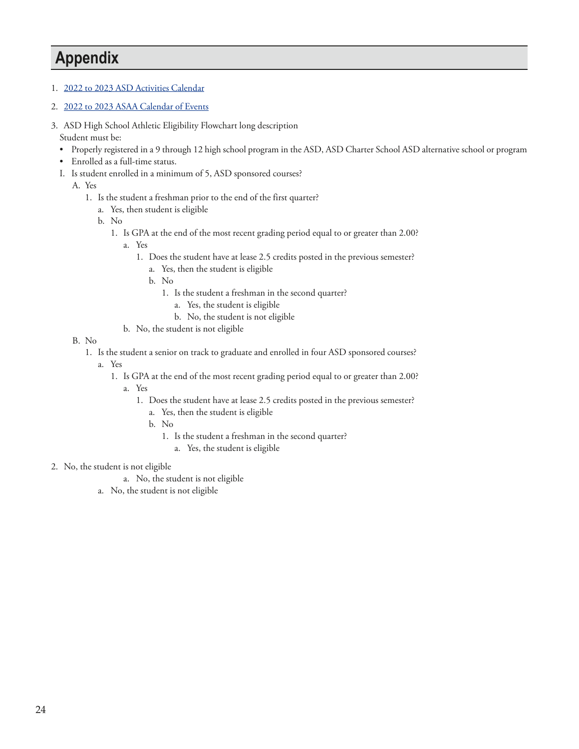# Appendix

1. 2022 to 2023 ASD Activities Calendar
2. 2022 to 2023 ASAA Calendar of Events
3. ASD High School Athletic Eligibility Flowchart long description

   Student must be:

   - Properly registered in a 9 through 12 high school program in the ASD, ASD Charter School ASD alternative school or program
   - Enrolled as a full-time status.

   I. Is student enrolled in a minimum of 5, ASD sponsored courses?
      A. Yes
         1. Is the student a freshman prior to the end of the first quarter?
            a. Yes, then student is eligible
            b. No
               1. Is GPA at the end of the most recent grading period equal to or greater than 2.00?
                  a. Yes
                     1. Does the student have at lease 2.5 credits posted in the previous semester?
                        a. Yes, then the student is eligible
                        b. No
                           1. Is the student a freshman in the second quarter?
                              a. Yes, the student is eligible
                              b. No, the student is not eligible
                  b. No, the student is not eligible
      B. No
         1. Is the student a senior on track to graduate and enrolled in four ASD sponsored courses?
            a. Yes
               1. Is GPA at the end of the most recent grading period equal to or greater than 2.00?
                  a. Yes
                     1. Does the student have at lease 2.5 credits posted in the previous semester?
                        a. Yes, then the student is eligible
                        b. No
                           1. Is the student a freshman in the second quarter?
                              a. Yes, the student is eligible

2. No, the student is not eligible
   a. No, the student is not eligible
   a. No, the student is not eligible